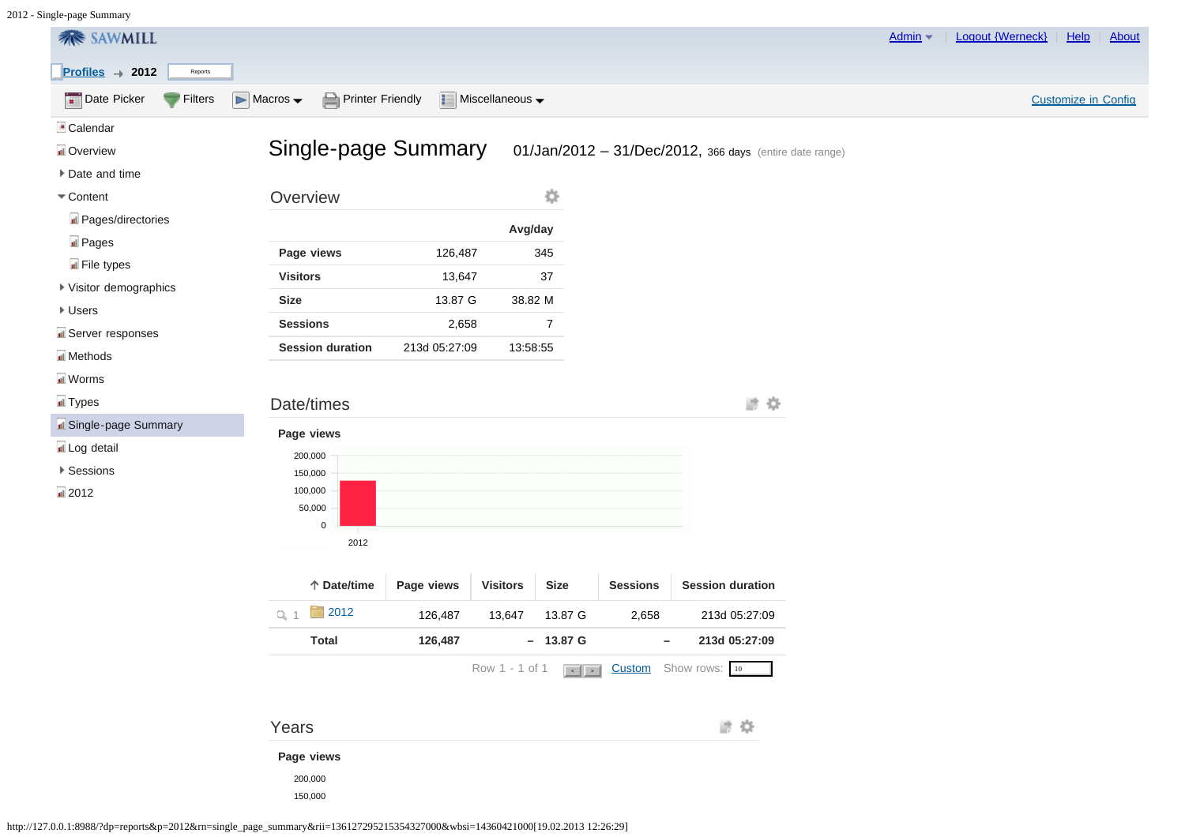SAWMILL

Admin | Logout (Wernecke) | Help | About

Profiles → 2012 Reports

Date Picker | Filters | Macros | Printer Friendly | Miscellaneous | Customize in Config

- Calendar
- Overview
- Date and time
- Content
  - Pages/directories
  - Pages
  - File types
- Visitor demographics
- Users
- Server responses
- Methods
- Worms
- Types
- Single-page Summary
- Log detail
- Sessions
- 2012

# Single-page Summary

01/Jan/2012 – 31/Dec/2012, 366 days (entire date range)

## Overview

| | | Avg/day |
|---|---|---|
| **Page views** | 126,487 | 345 |
| **Visitors** | 13,647 | 37 |
| **Size** | 13.87 G | 38.82 M |
| **Sessions** | 2,658 | 7 |
| **Session duration** | 213d 05:27:09 | 13:58:55 |

## Date/times

**Page views**

200,000
150,000
100,000
50,000
0
2012

| | Date/time | Page views | Visitors | Size | Sessions | Session duration |
|---|---|---|---|---|---|---|
| 1 | 2012 | 126,487 | 13,647 | 13.87 G | 2,658 | 213d 05:27:09 |
| | **Total** | **126,487** | **–** | **13.87 G** | **–** | **213d 05:27:09** |

Row 1 - 1 of 1 | Custom | Show rows: 10

## Years

**Page views**

200,000
150,000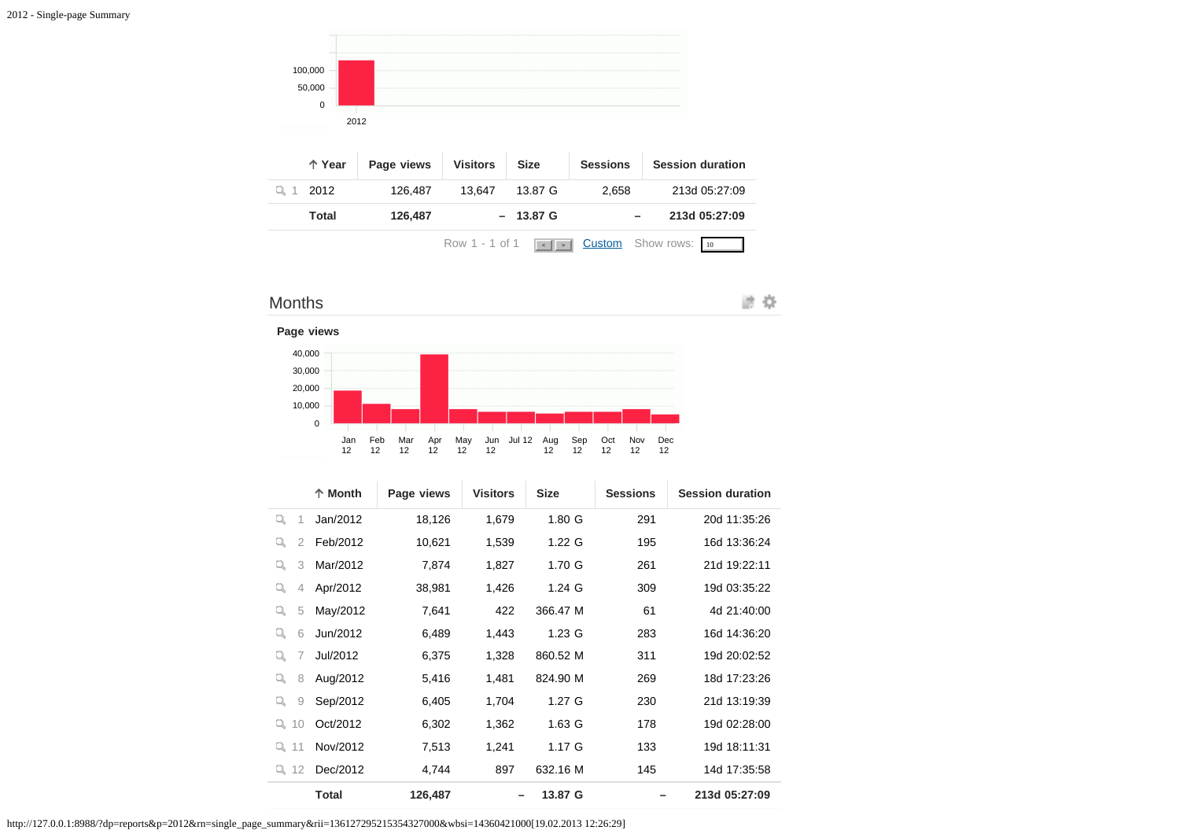| ↑ Year | Page views | Visitors | Size | Sessions | Session duration |
|---|---|---|---|---|---|
| 1 2012 | 126,487 | 13,647 | 13.87 G | 2,658 | 213d 05:27:09 |
| Total | 126,487 | – | 13.87 G | – | 213d 05:27:09 |

Row 1 - 1 of 1 Custom Show rows: 10

## Months

**Page views**

| ↑ Month | Page views | Visitors | Size | Sessions | Session duration |
|---|---|---|---|---|---|
| 1 Jan/2012 | 18,126 | 1,679 | 1.80 G | 291 | 20d 11:35:26 |
| 2 Feb/2012 | 10,621 | 1,539 | 1.22 G | 195 | 16d 13:36:24 |
| 3 Mar/2012 | 7,874 | 1,827 | 1.70 G | 261 | 21d 19:22:11 |
| 4 Apr/2012 | 38,981 | 1,426 | 1.24 G | 309 | 19d 03:35:22 |
| 5 May/2012 | 7,641 | 422 | 366.47 M | 61 | 4d 21:40:00 |
| 6 Jun/2012 | 6,489 | 1,443 | 1.23 G | 283 | 16d 14:36:20 |
| 7 Jul/2012 | 6,375 | 1,328 | 860.52 M | 311 | 19d 20:02:52 |
| 8 Aug/2012 | 5,416 | 1,481 | 824.90 M | 269 | 18d 17:23:26 |
| 9 Sep/2012 | 6,405 | 1,704 | 1.27 G | 230 | 21d 13:19:39 |
| 10 Oct/2012 | 6,302 | 1,362 | 1.63 G | 178 | 19d 02:28:00 |
| 11 Nov/2012 | 7,513 | 1,241 | 1.17 G | 133 | 19d 18:11:31 |
| 12 Dec/2012 | 4,744 | 897 | 632.16 M | 145 | 14d 17:35:58 |
| Total | 126,487 | – | 13.87 G | – | 213d 05:27:09 |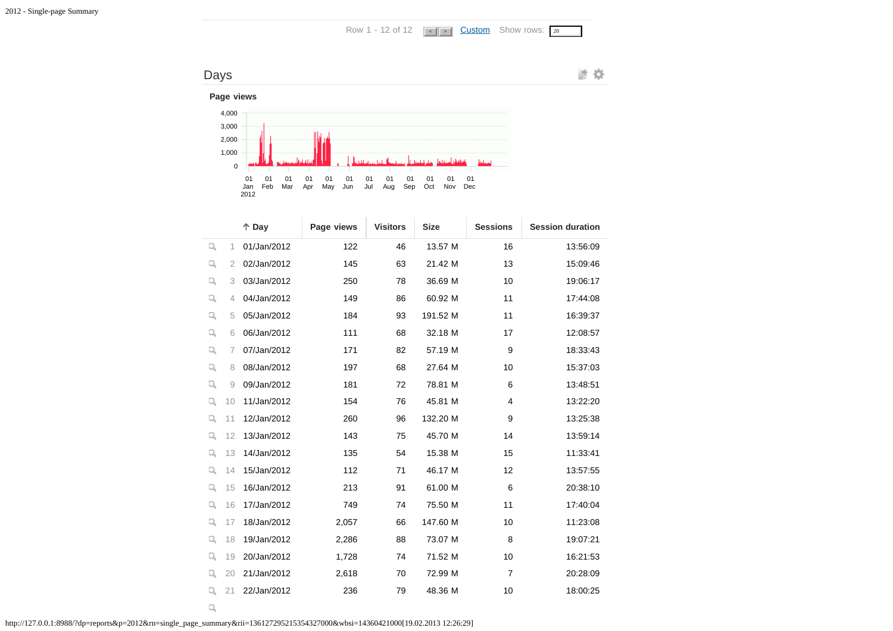Row 1 - 12 of 12 Custom Show rows: 20

## Days

**Page views**

| | Day | Page views | Visitors | Size | Sessions | Session duration |
|---|---|---|---|---|---|---|
| 1 | 01/Jan/2012 | 122 | 46 | 13.57 M | 16 | 13:56:09 |
| 2 | 02/Jan/2012 | 145 | 63 | 21.42 M | 13 | 15:09:46 |
| 3 | 03/Jan/2012 | 250 | 78 | 36.69 M | 10 | 19:06:17 |
| 4 | 04/Jan/2012 | 149 | 86 | 60.92 M | 11 | 17:44:08 |
| 5 | 05/Jan/2012 | 184 | 93 | 191.52 M | 11 | 16:39:37 |
| 6 | 06/Jan/2012 | 111 | 68 | 32.18 M | 17 | 12:08:57 |
| 7 | 07/Jan/2012 | 171 | 82 | 57.19 M | 9 | 18:33:43 |
| 8 | 08/Jan/2012 | 197 | 68 | 27.64 M | 10 | 15:37:03 |
| 9 | 09/Jan/2012 | 181 | 72 | 78.81 M | 6 | 13:48:51 |
| 10 | 11/Jan/2012 | 154 | 76 | 45.81 M | 4 | 13:22:20 |
| 11 | 12/Jan/2012 | 260 | 96 | 132.20 M | 9 | 13:25:38 |
| 12 | 13/Jan/2012 | 143 | 75 | 45.70 M | 14 | 13:59:14 |
| 13 | 14/Jan/2012 | 135 | 54 | 15.38 M | 15 | 11:33:41 |
| 14 | 15/Jan/2012 | 112 | 71 | 46.17 M | 12 | 13:57:55 |
| 15 | 16/Jan/2012 | 213 | 91 | 61.00 M | 6 | 20:38:10 |
| 16 | 17/Jan/2012 | 749 | 74 | 75.50 M | 11 | 17:40:04 |
| 17 | 18/Jan/2012 | 2,057 | 66 | 147.60 M | 10 | 11:23:08 |
| 18 | 19/Jan/2012 | 2,286 | 88 | 73.07 M | 8 | 19:07:21 |
| 19 | 20/Jan/2012 | 1,728 | 74 | 71.52 M | 10 | 16:21:53 |
| 20 | 21/Jan/2012 | 2,618 | 70 | 72.99 M | 7 | 20:28:09 |
| 21 | 22/Jan/2012 | 236 | 79 | 48.36 M | 10 | 18:00:25 |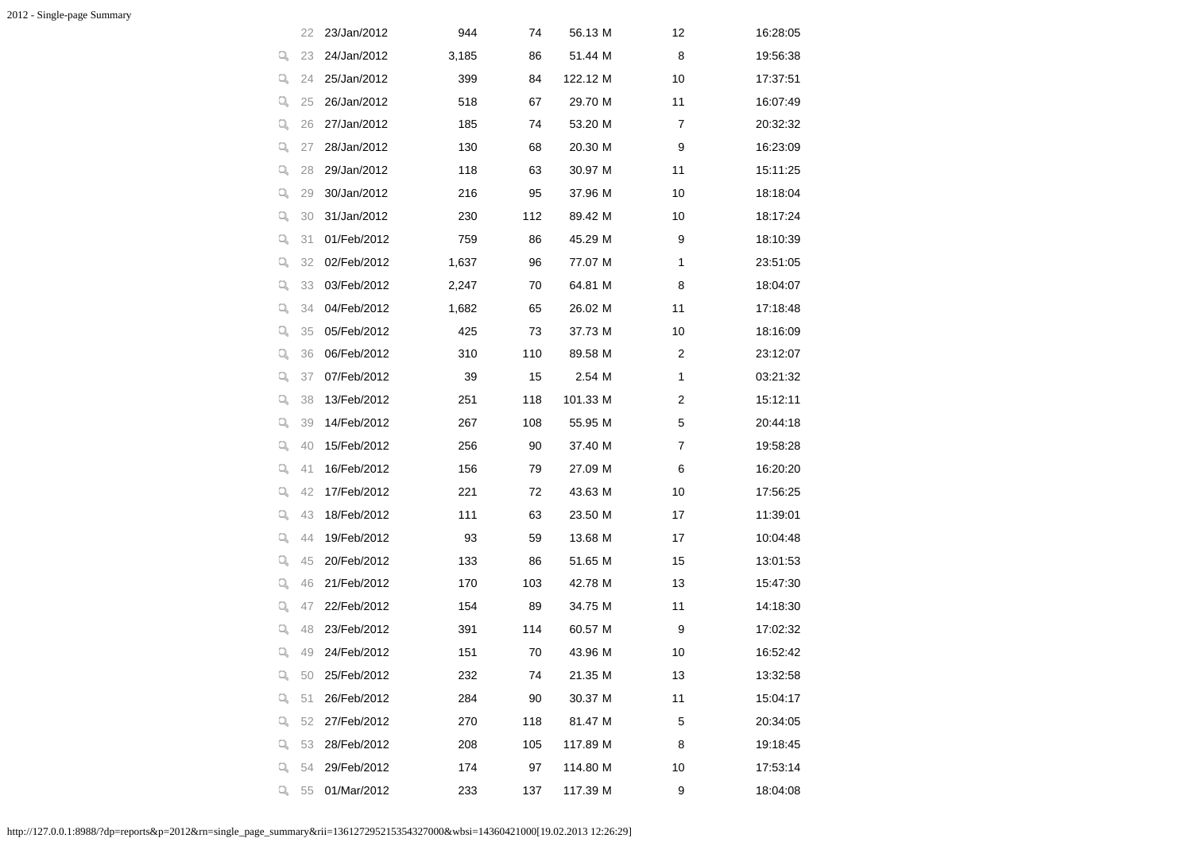| | | | | | | |
|---|---|---|---|---|---|---|
| 22 | 23/Jan/2012 | 944 | 74 | 56.13 M | 12 | 16:28:05 |
| 23 | 24/Jan/2012 | 3,185 | 86 | 51.44 M | 8 | 19:56:38 |
| 24 | 25/Jan/2012 | 399 | 84 | 122.12 M | 10 | 17:37:51 |
| 25 | 26/Jan/2012 | 518 | 67 | 29.70 M | 11 | 16:07:49 |
| 26 | 27/Jan/2012 | 185 | 74 | 53.20 M | 7 | 20:32:32 |
| 27 | 28/Jan/2012 | 130 | 68 | 20.30 M | 9 | 16:23:09 |
| 28 | 29/Jan/2012 | 118 | 63 | 30.97 M | 11 | 15:11:25 |
| 29 | 30/Jan/2012 | 216 | 95 | 37.96 M | 10 | 18:18:04 |
| 30 | 31/Jan/2012 | 230 | 112 | 89.42 M | 10 | 18:17:24 |
| 31 | 01/Feb/2012 | 759 | 86 | 45.29 M | 9 | 18:10:39 |
| 32 | 02/Feb/2012 | 1,637 | 96 | 77.07 M | 1 | 23:51:05 |
| 33 | 03/Feb/2012 | 2,247 | 70 | 64.81 M | 8 | 18:04:07 |
| 34 | 04/Feb/2012 | 1,682 | 65 | 26.02 M | 11 | 17:18:48 |
| 35 | 05/Feb/2012 | 425 | 73 | 37.73 M | 10 | 18:16:09 |
| 36 | 06/Feb/2012 | 310 | 110 | 89.58 M | 2 | 23:12:07 |
| 37 | 07/Feb/2012 | 39 | 15 | 2.54 M | 1 | 03:21:32 |
| 38 | 13/Feb/2012 | 251 | 118 | 101.33 M | 2 | 15:12:11 |
| 39 | 14/Feb/2012 | 267 | 108 | 55.95 M | 5 | 20:44:18 |
| 40 | 15/Feb/2012 | 256 | 90 | 37.40 M | 7 | 19:58:28 |
| 41 | 16/Feb/2012 | 156 | 79 | 27.09 M | 6 | 16:20:20 |
| 42 | 17/Feb/2012 | 221 | 72 | 43.63 M | 10 | 17:56:25 |
| 43 | 18/Feb/2012 | 111 | 63 | 23.50 M | 17 | 11:39:01 |
| 44 | 19/Feb/2012 | 93 | 59 | 13.68 M | 17 | 10:04:48 |
| 45 | 20/Feb/2012 | 133 | 86 | 51.65 M | 15 | 13:01:53 |
| 46 | 21/Feb/2012 | 170 | 103 | 42.78 M | 13 | 15:47:30 |
| 47 | 22/Feb/2012 | 154 | 89 | 34.75 M | 11 | 14:18:30 |
| 48 | 23/Feb/2012 | 391 | 114 | 60.57 M | 9 | 17:02:32 |
| 49 | 24/Feb/2012 | 151 | 70 | 43.96 M | 10 | 16:52:42 |
| 50 | 25/Feb/2012 | 232 | 74 | 21.35 M | 13 | 13:32:58 |
| 51 | 26/Feb/2012 | 284 | 90 | 30.37 M | 11 | 15:04:17 |
| 52 | 27/Feb/2012 | 270 | 118 | 81.47 M | 5 | 20:34:05 |
| 53 | 28/Feb/2012 | 208 | 105 | 117.89 M | 8 | 19:18:45 |
| 54 | 29/Feb/2012 | 174 | 97 | 114.80 M | 10 | 17:53:14 |
| 55 | 01/Mar/2012 | 233 | 137 | 117.39 M | 9 | 18:04:08 |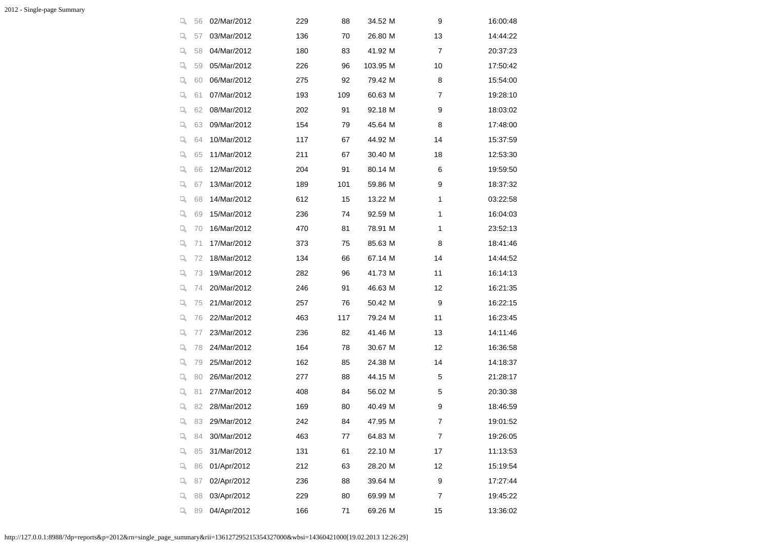| | # | Date | | | | | |
|---|---|---|---|---|---|---|---|
| | 56 | 02/Mar/2012 | 229 | 88 | 34.52 M | 9 | 16:00:48 |
| | 57 | 03/Mar/2012 | 136 | 70 | 26.80 M | 13 | 14:44:22 |
| | 58 | 04/Mar/2012 | 180 | 83 | 41.92 M | 7 | 20:37:23 |
| | 59 | 05/Mar/2012 | 226 | 96 | 103.95 M | 10 | 17:50:42 |
| | 60 | 06/Mar/2012 | 275 | 92 | 79.42 M | 8 | 15:54:00 |
| | 61 | 07/Mar/2012 | 193 | 109 | 60.63 M | 7 | 19:28:10 |
| | 62 | 08/Mar/2012 | 202 | 91 | 92.18 M | 9 | 18:03:02 |
| | 63 | 09/Mar/2012 | 154 | 79 | 45.64 M | 8 | 17:48:00 |
| | 64 | 10/Mar/2012 | 117 | 67 | 44.92 M | 14 | 15:37:59 |
| | 65 | 11/Mar/2012 | 211 | 67 | 30.40 M | 18 | 12:53:30 |
| | 66 | 12/Mar/2012 | 204 | 91 | 80.14 M | 6 | 19:59:50 |
| | 67 | 13/Mar/2012 | 189 | 101 | 59.86 M | 9 | 18:37:32 |
| | 68 | 14/Mar/2012 | 612 | 15 | 13.22 M | 1 | 03:22:58 |
| | 69 | 15/Mar/2012 | 236 | 74 | 92.59 M | 1 | 16:04:03 |
| | 70 | 16/Mar/2012 | 470 | 81 | 78.91 M | 1 | 23:52:13 |
| | 71 | 17/Mar/2012 | 373 | 75 | 85.63 M | 8 | 18:41:46 |
| | 72 | 18/Mar/2012 | 134 | 66 | 67.14 M | 14 | 14:44:52 |
| | 73 | 19/Mar/2012 | 282 | 96 | 41.73 M | 11 | 16:14:13 |
| | 74 | 20/Mar/2012 | 246 | 91 | 46.63 M | 12 | 16:21:35 |
| | 75 | 21/Mar/2012 | 257 | 76 | 50.42 M | 9 | 16:22:15 |
| | 76 | 22/Mar/2012 | 463 | 117 | 79.24 M | 11 | 16:23:45 |
| | 77 | 23/Mar/2012 | 236 | 82 | 41.46 M | 13 | 14:11:46 |
| | 78 | 24/Mar/2012 | 164 | 78 | 30.67 M | 12 | 16:36:58 |
| | 79 | 25/Mar/2012 | 162 | 85 | 24.38 M | 14 | 14:18:37 |
| | 80 | 26/Mar/2012 | 277 | 88 | 44.15 M | 5 | 21:28:17 |
| | 81 | 27/Mar/2012 | 408 | 84 | 56.02 M | 5 | 20:30:38 |
| | 82 | 28/Mar/2012 | 169 | 80 | 40.49 M | 9 | 18:46:59 |
| | 83 | 29/Mar/2012 | 242 | 84 | 47.95 M | 7 | 19:01:52 |
| | 84 | 30/Mar/2012 | 463 | 77 | 64.83 M | 7 | 19:26:05 |
| | 85 | 31/Mar/2012 | 131 | 61 | 22.10 M | 17 | 11:13:53 |
| | 86 | 01/Apr/2012 | 212 | 63 | 28.20 M | 12 | 15:19:54 |
| | 87 | 02/Apr/2012 | 236 | 88 | 39.64 M | 9 | 17:27:44 |
| | 88 | 03/Apr/2012 | 229 | 80 | 69.99 M | 7 | 19:45:22 |
| | 89 | 04/Apr/2012 | 166 | 71 | 69.26 M | 15 | 13:36:02 |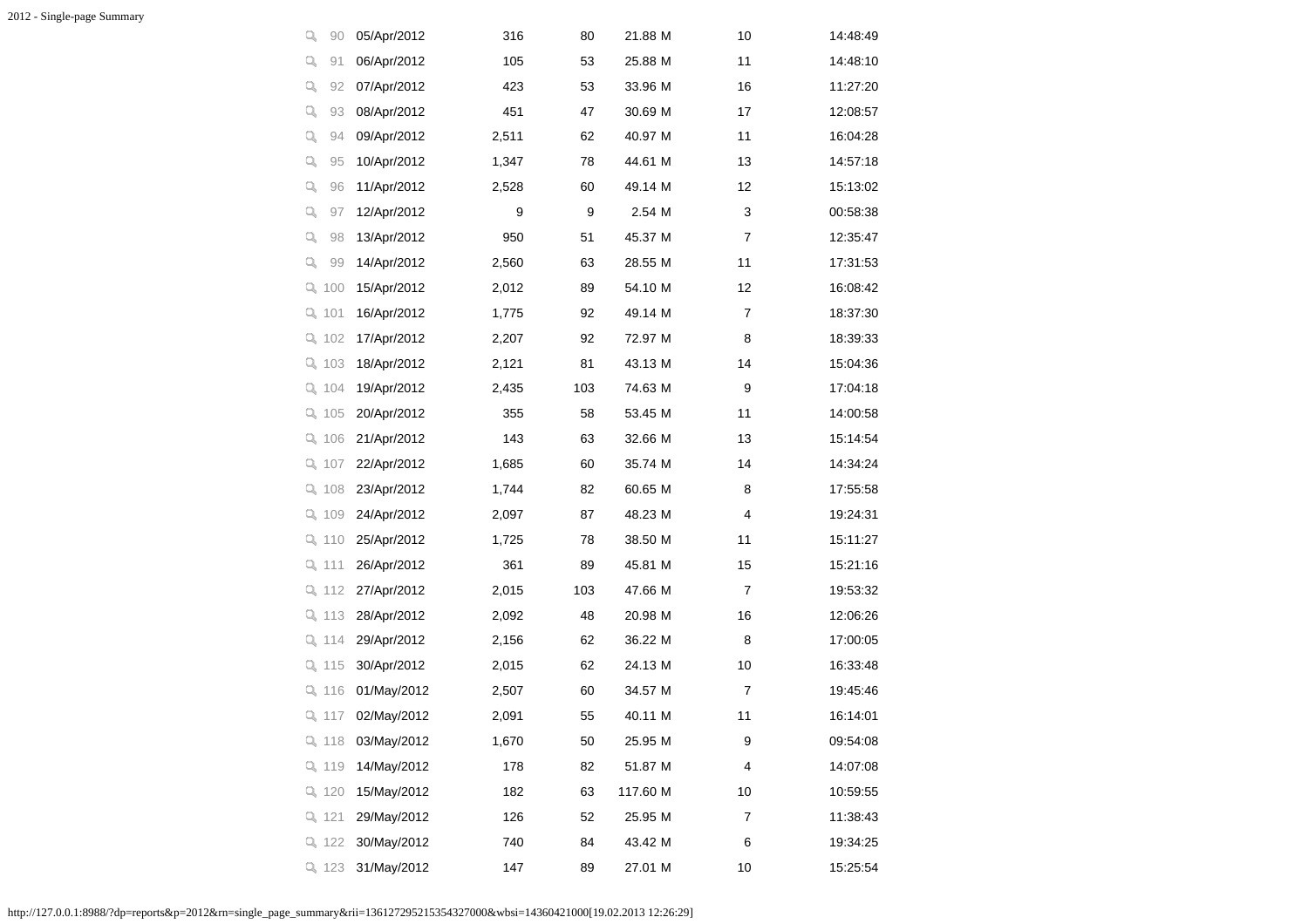| | Date | | | | | |
|---|---|---|---|---|---|---|
| 90 | 05/Apr/2012 | 316 | 80 | 21.88 M | 10 | 14:48:49 |
| 91 | 06/Apr/2012 | 105 | 53 | 25.88 M | 11 | 14:48:10 |
| 92 | 07/Apr/2012 | 423 | 53 | 33.96 M | 16 | 11:27:20 |
| 93 | 08/Apr/2012 | 451 | 47 | 30.69 M | 17 | 12:08:57 |
| 94 | 09/Apr/2012 | 2,511 | 62 | 40.97 M | 11 | 16:04:28 |
| 95 | 10/Apr/2012 | 1,347 | 78 | 44.61 M | 13 | 14:57:18 |
| 96 | 11/Apr/2012 | 2,528 | 60 | 49.14 M | 12 | 15:13:02 |
| 97 | 12/Apr/2012 | 9 | 9 | 2.54 M | 3 | 00:58:38 |
| 98 | 13/Apr/2012 | 950 | 51 | 45.37 M | 7 | 12:35:47 |
| 99 | 14/Apr/2012 | 2,560 | 63 | 28.55 M | 11 | 17:31:53 |
| 100 | 15/Apr/2012 | 2,012 | 89 | 54.10 M | 12 | 16:08:42 |
| 101 | 16/Apr/2012 | 1,775 | 92 | 49.14 M | 7 | 18:37:30 |
| 102 | 17/Apr/2012 | 2,207 | 92 | 72.97 M | 8 | 18:39:33 |
| 103 | 18/Apr/2012 | 2,121 | 81 | 43.13 M | 14 | 15:04:36 |
| 104 | 19/Apr/2012 | 2,435 | 103 | 74.63 M | 9 | 17:04:18 |
| 105 | 20/Apr/2012 | 355 | 58 | 53.45 M | 11 | 14:00:58 |
| 106 | 21/Apr/2012 | 143 | 63 | 32.66 M | 13 | 15:14:54 |
| 107 | 22/Apr/2012 | 1,685 | 60 | 35.74 M | 14 | 14:34:24 |
| 108 | 23/Apr/2012 | 1,744 | 82 | 60.65 M | 8 | 17:55:58 |
| 109 | 24/Apr/2012 | 2,097 | 87 | 48.23 M | 4 | 19:24:31 |
| 110 | 25/Apr/2012 | 1,725 | 78 | 38.50 M | 11 | 15:11:27 |
| 111 | 26/Apr/2012 | 361 | 89 | 45.81 M | 15 | 15:21:16 |
| 112 | 27/Apr/2012 | 2,015 | 103 | 47.66 M | 7 | 19:53:32 |
| 113 | 28/Apr/2012 | 2,092 | 48 | 20.98 M | 16 | 12:06:26 |
| 114 | 29/Apr/2012 | 2,156 | 62 | 36.22 M | 8 | 17:00:05 |
| 115 | 30/Apr/2012 | 2,015 | 62 | 24.13 M | 10 | 16:33:48 |
| 116 | 01/May/2012 | 2,507 | 60 | 34.57 M | 7 | 19:45:46 |
| 117 | 02/May/2012 | 2,091 | 55 | 40.11 M | 11 | 16:14:01 |
| 118 | 03/May/2012 | 1,670 | 50 | 25.95 M | 9 | 09:54:08 |
| 119 | 14/May/2012 | 178 | 82 | 51.87 M | 4 | 14:07:08 |
| 120 | 15/May/2012 | 182 | 63 | 117.60 M | 10 | 10:59:55 |
| 121 | 29/May/2012 | 126 | 52 | 25.95 M | 7 | 11:38:43 |
| 122 | 30/May/2012 | 740 | 84 | 43.42 M | 6 | 19:34:25 |
| 123 | 31/May/2012 | 147 | 89 | 27.01 M | 10 | 15:25:54 |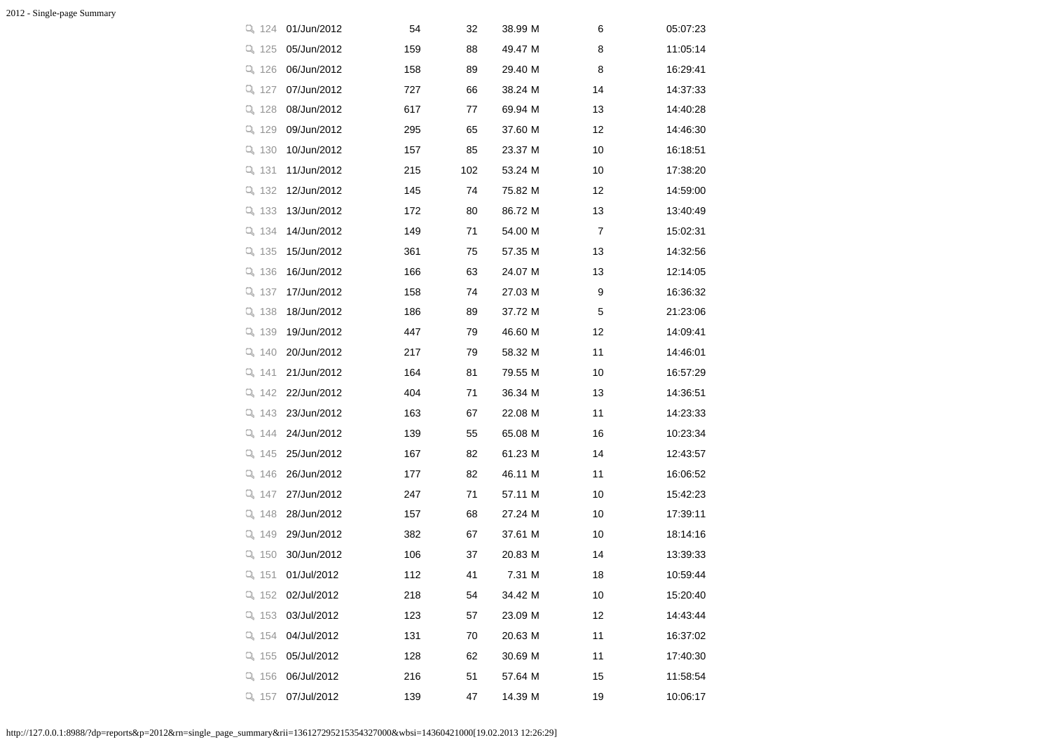| # | Date | | | | | |
|---|---|---|---|---|---|---|
| 124 | 01/Jun/2012 | 54 | 32 | 38.99 M | 6 | 05:07:23 |
| 125 | 05/Jun/2012 | 159 | 88 | 49.47 M | 8 | 11:05:14 |
| 126 | 06/Jun/2012 | 158 | 89 | 29.40 M | 8 | 16:29:41 |
| 127 | 07/Jun/2012 | 727 | 66 | 38.24 M | 14 | 14:37:33 |
| 128 | 08/Jun/2012 | 617 | 77 | 69.94 M | 13 | 14:40:28 |
| 129 | 09/Jun/2012 | 295 | 65 | 37.60 M | 12 | 14:46:30 |
| 130 | 10/Jun/2012 | 157 | 85 | 23.37 M | 10 | 16:18:51 |
| 131 | 11/Jun/2012 | 215 | 102 | 53.24 M | 10 | 17:38:20 |
| 132 | 12/Jun/2012 | 145 | 74 | 75.82 M | 12 | 14:59:00 |
| 133 | 13/Jun/2012 | 172 | 80 | 86.72 M | 13 | 13:40:49 |
| 134 | 14/Jun/2012 | 149 | 71 | 54.00 M | 7 | 15:02:31 |
| 135 | 15/Jun/2012 | 361 | 75 | 57.35 M | 13 | 14:32:56 |
| 136 | 16/Jun/2012 | 166 | 63 | 24.07 M | 13 | 12:14:05 |
| 137 | 17/Jun/2012 | 158 | 74 | 27.03 M | 9 | 16:36:32 |
| 138 | 18/Jun/2012 | 186 | 89 | 37.72 M | 5 | 21:23:06 |
| 139 | 19/Jun/2012 | 447 | 79 | 46.60 M | 12 | 14:09:41 |
| 140 | 20/Jun/2012 | 217 | 79 | 58.32 M | 11 | 14:46:01 |
| 141 | 21/Jun/2012 | 164 | 81 | 79.55 M | 10 | 16:57:29 |
| 142 | 22/Jun/2012 | 404 | 71 | 36.34 M | 13 | 14:36:51 |
| 143 | 23/Jun/2012 | 163 | 67 | 22.08 M | 11 | 14:23:33 |
| 144 | 24/Jun/2012 | 139 | 55 | 65.08 M | 16 | 10:23:34 |
| 145 | 25/Jun/2012 | 167 | 82 | 61.23 M | 14 | 12:43:57 |
| 146 | 26/Jun/2012 | 177 | 82 | 46.11 M | 11 | 16:06:52 |
| 147 | 27/Jun/2012 | 247 | 71 | 57.11 M | 10 | 15:42:23 |
| 148 | 28/Jun/2012 | 157 | 68 | 27.24 M | 10 | 17:39:11 |
| 149 | 29/Jun/2012 | 382 | 67 | 37.61 M | 10 | 18:14:16 |
| 150 | 30/Jun/2012 | 106 | 37 | 20.83 M | 14 | 13:39:33 |
| 151 | 01/Jul/2012 | 112 | 41 | 7.31 M | 18 | 10:59:44 |
| 152 | 02/Jul/2012 | 218 | 54 | 34.42 M | 10 | 15:20:40 |
| 153 | 03/Jul/2012 | 123 | 57 | 23.09 M | 12 | 14:43:44 |
| 154 | 04/Jul/2012 | 131 | 70 | 20.63 M | 11 | 16:37:02 |
| 155 | 05/Jul/2012 | 128 | 62 | 30.69 M | 11 | 17:40:30 |
| 156 | 06/Jul/2012 | 216 | 51 | 57.64 M | 15 | 11:58:54 |
| 157 | 07/Jul/2012 | 139 | 47 | 14.39 M | 19 | 10:06:17 |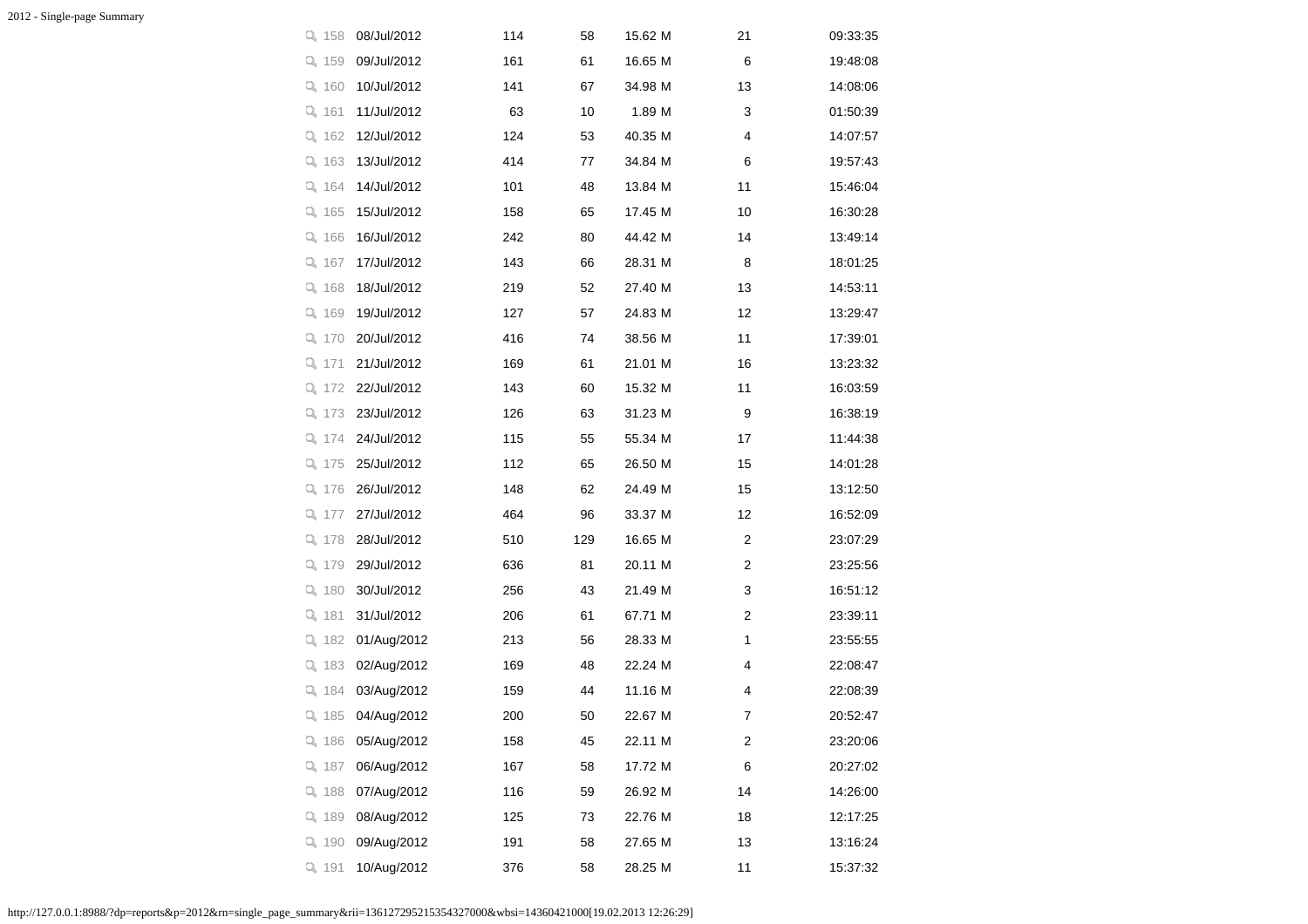| | | | | | |
|---|---|---|---|---|---|
| 158 | 08/Jul/2012 | 114 | 58 | 15.62 M | 21 | 09:33:35 |
| 159 | 09/Jul/2012 | 161 | 61 | 16.65 M | 6 | 19:48:08 |
| 160 | 10/Jul/2012 | 141 | 67 | 34.98 M | 13 | 14:08:06 |
| 161 | 11/Jul/2012 | 63 | 10 | 1.89 M | 3 | 01:50:39 |
| 162 | 12/Jul/2012 | 124 | 53 | 40.35 M | 4 | 14:07:57 |
| 163 | 13/Jul/2012 | 414 | 77 | 34.84 M | 6 | 19:57:43 |
| 164 | 14/Jul/2012 | 101 | 48 | 13.84 M | 11 | 15:46:04 |
| 165 | 15/Jul/2012 | 158 | 65 | 17.45 M | 10 | 16:30:28 |
| 166 | 16/Jul/2012 | 242 | 80 | 44.42 M | 14 | 13:49:14 |
| 167 | 17/Jul/2012 | 143 | 66 | 28.31 M | 8 | 18:01:25 |
| 168 | 18/Jul/2012 | 219 | 52 | 27.40 M | 13 | 14:53:11 |
| 169 | 19/Jul/2012 | 127 | 57 | 24.83 M | 12 | 13:29:47 |
| 170 | 20/Jul/2012 | 416 | 74 | 38.56 M | 11 | 17:39:01 |
| 171 | 21/Jul/2012 | 169 | 61 | 21.01 M | 16 | 13:23:32 |
| 172 | 22/Jul/2012 | 143 | 60 | 15.32 M | 11 | 16:03:59 |
| 173 | 23/Jul/2012 | 126 | 63 | 31.23 M | 9 | 16:38:19 |
| 174 | 24/Jul/2012 | 115 | 55 | 55.34 M | 17 | 11:44:38 |
| 175 | 25/Jul/2012 | 112 | 65 | 26.50 M | 15 | 14:01:28 |
| 176 | 26/Jul/2012 | 148 | 62 | 24.49 M | 15 | 13:12:50 |
| 177 | 27/Jul/2012 | 464 | 96 | 33.37 M | 12 | 16:52:09 |
| 178 | 28/Jul/2012 | 510 | 129 | 16.65 M | 2 | 23:07:29 |
| 179 | 29/Jul/2012 | 636 | 81 | 20.11 M | 2 | 23:25:56 |
| 180 | 30/Jul/2012 | 256 | 43 | 21.49 M | 3 | 16:51:12 |
| 181 | 31/Jul/2012 | 206 | 61 | 67.71 M | 2 | 23:39:11 |
| 182 | 01/Aug/2012 | 213 | 56 | 28.33 M | 1 | 23:55:55 |
| 183 | 02/Aug/2012 | 169 | 48 | 22.24 M | 4 | 22:08:47 |
| 184 | 03/Aug/2012 | 159 | 44 | 11.16 M | 4 | 22:08:39 |
| 185 | 04/Aug/2012 | 200 | 50 | 22.67 M | 7 | 20:52:47 |
| 186 | 05/Aug/2012 | 158 | 45 | 22.11 M | 2 | 23:20:06 |
| 187 | 06/Aug/2012 | 167 | 58 | 17.72 M | 6 | 20:27:02 |
| 188 | 07/Aug/2012 | 116 | 59 | 26.92 M | 14 | 14:26:00 |
| 189 | 08/Aug/2012 | 125 | 73 | 22.76 M | 18 | 12:17:25 |
| 190 | 09/Aug/2012 | 191 | 58 | 27.65 M | 13 | 13:16:24 |
| 191 | 10/Aug/2012 | 376 | 58 | 28.25 M | 11 | 15:37:32 |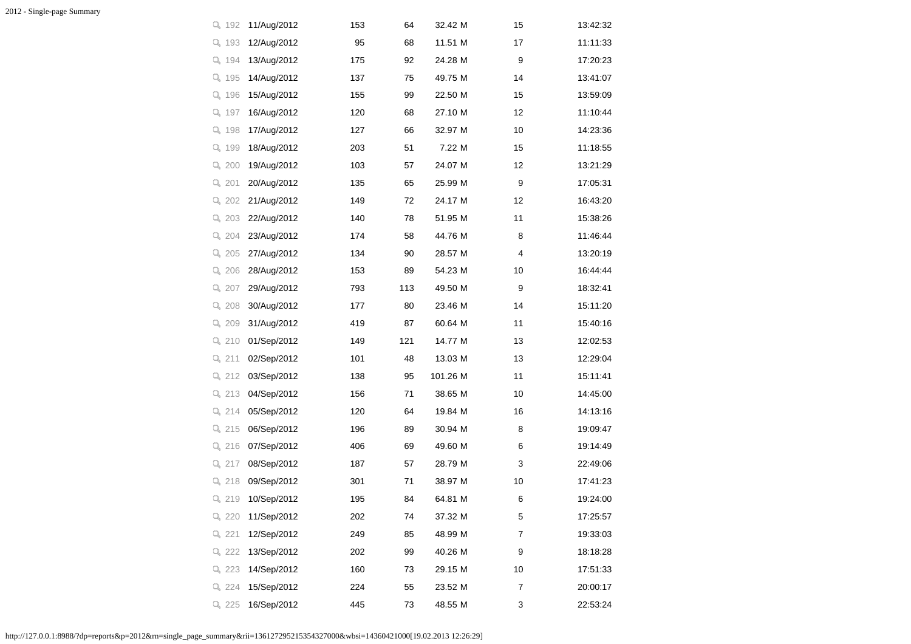| | Date | | | | | |
|---|---|---|---|---|---|---|
| 192 | 11/Aug/2012 | 153 | 64 | 32.42 M | 15 | 13:42:32 |
| 193 | 12/Aug/2012 | 95 | 68 | 11.51 M | 17 | 11:11:33 |
| 194 | 13/Aug/2012 | 175 | 92 | 24.28 M | 9 | 17:20:23 |
| 195 | 14/Aug/2012 | 137 | 75 | 49.75 M | 14 | 13:41:07 |
| 196 | 15/Aug/2012 | 155 | 99 | 22.50 M | 15 | 13:59:09 |
| 197 | 16/Aug/2012 | 120 | 68 | 27.10 M | 12 | 11:10:44 |
| 198 | 17/Aug/2012 | 127 | 66 | 32.97 M | 10 | 14:23:36 |
| 199 | 18/Aug/2012 | 203 | 51 | 7.22 M | 15 | 11:18:55 |
| 200 | 19/Aug/2012 | 103 | 57 | 24.07 M | 12 | 13:21:29 |
| 201 | 20/Aug/2012 | 135 | 65 | 25.99 M | 9 | 17:05:31 |
| 202 | 21/Aug/2012 | 149 | 72 | 24.17 M | 12 | 16:43:20 |
| 203 | 22/Aug/2012 | 140 | 78 | 51.95 M | 11 | 15:38:26 |
| 204 | 23/Aug/2012 | 174 | 58 | 44.76 M | 8 | 11:46:44 |
| 205 | 27/Aug/2012 | 134 | 90 | 28.57 M | 4 | 13:20:19 |
| 206 | 28/Aug/2012 | 153 | 89 | 54.23 M | 10 | 16:44:44 |
| 207 | 29/Aug/2012 | 793 | 113 | 49.50 M | 9 | 18:32:41 |
| 208 | 30/Aug/2012 | 177 | 80 | 23.46 M | 14 | 15:11:20 |
| 209 | 31/Aug/2012 | 419 | 87 | 60.64 M | 11 | 15:40:16 |
| 210 | 01/Sep/2012 | 149 | 121 | 14.77 M | 13 | 12:02:53 |
| 211 | 02/Sep/2012 | 101 | 48 | 13.03 M | 13 | 12:29:04 |
| 212 | 03/Sep/2012 | 138 | 95 | 101.26 M | 11 | 15:11:41 |
| 213 | 04/Sep/2012 | 156 | 71 | 38.65 M | 10 | 14:45:00 |
| 214 | 05/Sep/2012 | 120 | 64 | 19.84 M | 16 | 14:13:16 |
| 215 | 06/Sep/2012 | 196 | 89 | 30.94 M | 8 | 19:09:47 |
| 216 | 07/Sep/2012 | 406 | 69 | 49.60 M | 6 | 19:14:49 |
| 217 | 08/Sep/2012 | 187 | 57 | 28.79 M | 3 | 22:49:06 |
| 218 | 09/Sep/2012 | 301 | 71 | 38.97 M | 10 | 17:41:23 |
| 219 | 10/Sep/2012 | 195 | 84 | 64.81 M | 6 | 19:24:00 |
| 220 | 11/Sep/2012 | 202 | 74 | 37.32 M | 5 | 17:25:57 |
| 221 | 12/Sep/2012 | 249 | 85 | 48.99 M | 7 | 19:33:03 |
| 222 | 13/Sep/2012 | 202 | 99 | 40.26 M | 9 | 18:18:28 |
| 223 | 14/Sep/2012 | 160 | 73 | 29.15 M | 10 | 17:51:33 |
| 224 | 15/Sep/2012 | 224 | 55 | 23.52 M | 7 | 20:00:17 |
| 225 | 16/Sep/2012 | 445 | 73 | 48.55 M | 3 | 22:53:24 |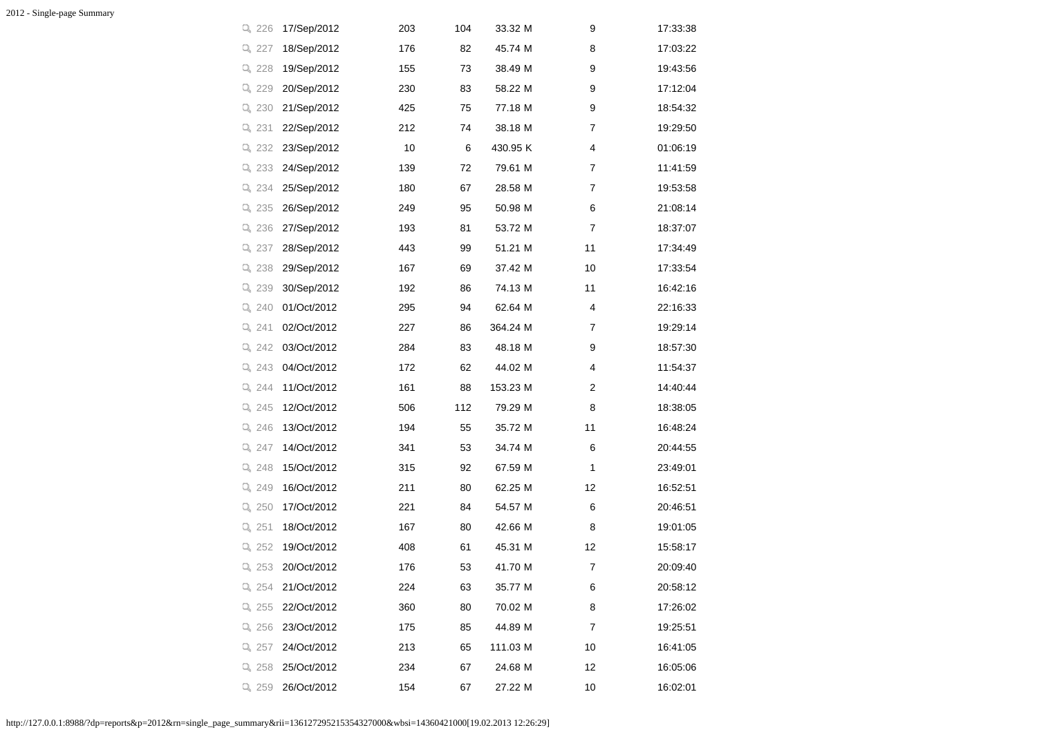| | | | | | | |
|---|---|---|---|---|---|---|
| 226 | 17/Sep/2012 | 203 | 104 | 33.32 M | 9 | 17:33:38 |
| 227 | 18/Sep/2012 | 176 | 82 | 45.74 M | 8 | 17:03:22 |
| 228 | 19/Sep/2012 | 155 | 73 | 38.49 M | 9 | 19:43:56 |
| 229 | 20/Sep/2012 | 230 | 83 | 58.22 M | 9 | 17:12:04 |
| 230 | 21/Sep/2012 | 425 | 75 | 77.18 M | 9 | 18:54:32 |
| 231 | 22/Sep/2012 | 212 | 74 | 38.18 M | 7 | 19:29:50 |
| 232 | 23/Sep/2012 | 10 | 6 | 430.95 K | 4 | 01:06:19 |
| 233 | 24/Sep/2012 | 139 | 72 | 79.61 M | 7 | 11:41:59 |
| 234 | 25/Sep/2012 | 180 | 67 | 28.58 M | 7 | 19:53:58 |
| 235 | 26/Sep/2012 | 249 | 95 | 50.98 M | 6 | 21:08:14 |
| 236 | 27/Sep/2012 | 193 | 81 | 53.72 M | 7 | 18:37:07 |
| 237 | 28/Sep/2012 | 443 | 99 | 51.21 M | 11 | 17:34:49 |
| 238 | 29/Sep/2012 | 167 | 69 | 37.42 M | 10 | 17:33:54 |
| 239 | 30/Sep/2012 | 192 | 86 | 74.13 M | 11 | 16:42:16 |
| 240 | 01/Oct/2012 | 295 | 94 | 62.64 M | 4 | 22:16:33 |
| 241 | 02/Oct/2012 | 227 | 86 | 364.24 M | 7 | 19:29:14 |
| 242 | 03/Oct/2012 | 284 | 83 | 48.18 M | 9 | 18:57:30 |
| 243 | 04/Oct/2012 | 172 | 62 | 44.02 M | 4 | 11:54:37 |
| 244 | 11/Oct/2012 | 161 | 88 | 153.23 M | 2 | 14:40:44 |
| 245 | 12/Oct/2012 | 506 | 112 | 79.29 M | 8 | 18:38:05 |
| 246 | 13/Oct/2012 | 194 | 55 | 35.72 M | 11 | 16:48:24 |
| 247 | 14/Oct/2012 | 341 | 53 | 34.74 M | 6 | 20:44:55 |
| 248 | 15/Oct/2012 | 315 | 92 | 67.59 M | 1 | 23:49:01 |
| 249 | 16/Oct/2012 | 211 | 80 | 62.25 M | 12 | 16:52:51 |
| 250 | 17/Oct/2012 | 221 | 84 | 54.57 M | 6 | 20:46:51 |
| 251 | 18/Oct/2012 | 167 | 80 | 42.66 M | 8 | 19:01:05 |
| 252 | 19/Oct/2012 | 408 | 61 | 45.31 M | 12 | 15:58:17 |
| 253 | 20/Oct/2012 | 176 | 53 | 41.70 M | 7 | 20:09:40 |
| 254 | 21/Oct/2012 | 224 | 63 | 35.77 M | 6 | 20:58:12 |
| 255 | 22/Oct/2012 | 360 | 80 | 70.02 M | 8 | 17:26:02 |
| 256 | 23/Oct/2012 | 175 | 85 | 44.89 M | 7 | 19:25:51 |
| 257 | 24/Oct/2012 | 213 | 65 | 111.03 M | 10 | 16:41:05 |
| 258 | 25/Oct/2012 | 234 | 67 | 24.68 M | 12 | 16:05:06 |
| 259 | 26/Oct/2012 | 154 | 67 | 27.22 M | 10 | 16:02:01 |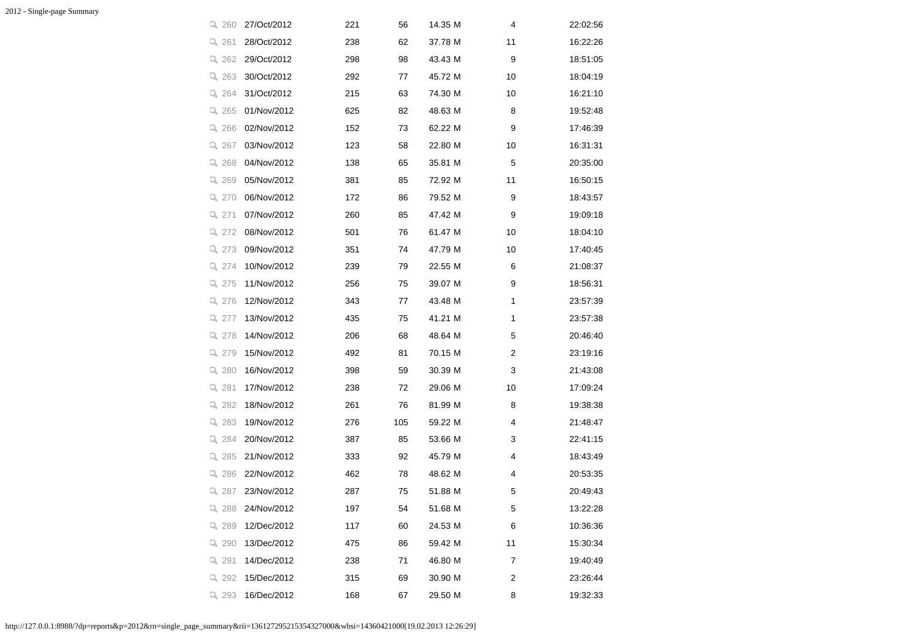|  |  |  |  |  |  |
|---|---|---|---|---|---|
| 260 | 27/Oct/2012 | 221 | 56 | 14.35 M | 4 | 22:02:56 |
| 261 | 28/Oct/2012 | 238 | 62 | 37.78 M | 11 | 16:22:26 |
| 262 | 29/Oct/2012 | 298 | 98 | 43.43 M | 9 | 18:51:05 |
| 263 | 30/Oct/2012 | 292 | 77 | 45.72 M | 10 | 18:04:19 |
| 264 | 31/Oct/2012 | 215 | 63 | 74.30 M | 10 | 16:21:10 |
| 265 | 01/Nov/2012 | 625 | 82 | 48.63 M | 8 | 19:52:48 |
| 266 | 02/Nov/2012 | 152 | 73 | 62.22 M | 9 | 17:46:39 |
| 267 | 03/Nov/2012 | 123 | 58 | 22.80 M | 10 | 16:31:31 |
| 268 | 04/Nov/2012 | 138 | 65 | 35.81 M | 5 | 20:35:00 |
| 269 | 05/Nov/2012 | 381 | 85 | 72.92 M | 11 | 16:50:15 |
| 270 | 06/Nov/2012 | 172 | 86 | 79.52 M | 9 | 18:43:57 |
| 271 | 07/Nov/2012 | 260 | 85 | 47.42 M | 9 | 19:09:18 |
| 272 | 08/Nov/2012 | 501 | 76 | 61.47 M | 10 | 18:04:10 |
| 273 | 09/Nov/2012 | 351 | 74 | 47.79 M | 10 | 17:40:45 |
| 274 | 10/Nov/2012 | 239 | 79 | 22.55 M | 6 | 21:08:37 |
| 275 | 11/Nov/2012 | 256 | 75 | 39.07 M | 9 | 18:56:31 |
| 276 | 12/Nov/2012 | 343 | 77 | 43.48 M | 1 | 23:57:39 |
| 277 | 13/Nov/2012 | 435 | 75 | 41.21 M | 1 | 23:57:38 |
| 278 | 14/Nov/2012 | 206 | 68 | 48.64 M | 5 | 20:46:40 |
| 279 | 15/Nov/2012 | 492 | 81 | 70.15 M | 2 | 23:19:16 |
| 280 | 16/Nov/2012 | 398 | 59 | 30.39 M | 3 | 21:43:08 |
| 281 | 17/Nov/2012 | 238 | 72 | 29.06 M | 10 | 17:09:24 |
| 282 | 18/Nov/2012 | 261 | 76 | 81.99 M | 8 | 19:38:38 |
| 283 | 19/Nov/2012 | 276 | 105 | 59.22 M | 4 | 21:48:47 |
| 284 | 20/Nov/2012 | 387 | 85 | 53.66 M | 3 | 22:41:15 |
| 285 | 21/Nov/2012 | 333 | 92 | 45.79 M | 4 | 18:43:49 |
| 286 | 22/Nov/2012 | 462 | 78 | 48.62 M | 4 | 20:53:35 |
| 287 | 23/Nov/2012 | 287 | 75 | 51.88 M | 5 | 20:49:43 |
| 288 | 24/Nov/2012 | 197 | 54 | 51.68 M | 5 | 13:22:28 |
| 289 | 12/Dec/2012 | 117 | 60 | 24.53 M | 6 | 10:36:36 |
| 290 | 13/Dec/2012 | 475 | 86 | 59.42 M | 11 | 15:30:34 |
| 291 | 14/Dec/2012 | 238 | 71 | 46.80 M | 7 | 19:40:49 |
| 292 | 15/Dec/2012 | 315 | 69 | 30.90 M | 2 | 23:26:44 |
| 293 | 16/Dec/2012 | 168 | 67 | 29.50 M | 8 | 19:32:33 |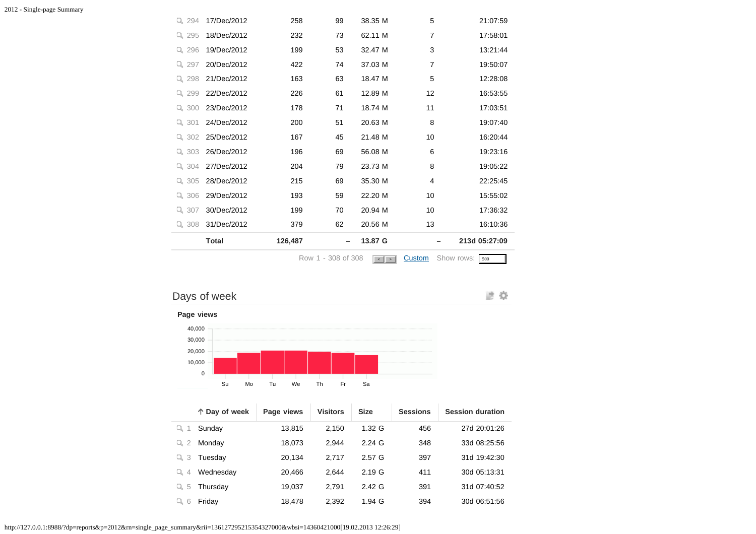| | Date | Page views | Visitors | Size | Sessions | Session duration |
|---|---|---|---|---|---|---|
| 294 | 17/Dec/2012 | 258 | 99 | 38.35 M | 5 | 21:07:59 |
| 295 | 18/Dec/2012 | 232 | 73 | 62.11 M | 7 | 17:58:01 |
| 296 | 19/Dec/2012 | 199 | 53 | 32.47 M | 3 | 13:21:44 |
| 297 | 20/Dec/2012 | 422 | 74 | 37.03 M | 7 | 19:50:07 |
| 298 | 21/Dec/2012 | 163 | 63 | 18.47 M | 5 | 12:28:08 |
| 299 | 22/Dec/2012 | 226 | 61 | 12.89 M | 12 | 16:53:55 |
| 300 | 23/Dec/2012 | 178 | 71 | 18.74 M | 11 | 17:03:51 |
| 301 | 24/Dec/2012 | 200 | 51 | 20.63 M | 8 | 19:07:40 |
| 302 | 25/Dec/2012 | 167 | 45 | 21.48 M | 10 | 16:20:44 |
| 303 | 26/Dec/2012 | 196 | 69 | 56.08 M | 6 | 19:23:16 |
| 304 | 27/Dec/2012 | 204 | 79 | 23.73 M | 8 | 19:05:22 |
| 305 | 28/Dec/2012 | 215 | 69 | 35.30 M | 4 | 22:25:45 |
| 306 | 29/Dec/2012 | 193 | 59 | 22.20 M | 10 | 15:55:02 |
| 307 | 30/Dec/2012 | 199 | 70 | 20.94 M | 10 | 17:36:32 |
| 308 | 31/Dec/2012 | 379 | 62 | 20.56 M | 13 | 16:10:36 |
| | **Total** | **126,487** | **–** | **13.87 G** | **–** | **213d 05:27:09** |

Row 1 - 308 of 308 Custom Show rows: 500

## Days of week

**Page views**

| ↑ Day of week | Page views | Visitors | Size | Sessions | Session duration |
|---|---|---|---|---|---|
| 1 Sunday | 13,815 | 2,150 | 1.32 G | 456 | 27d 20:01:26 |
| 2 Monday | 18,073 | 2,944 | 2.24 G | 348 | 33d 08:25:56 |
| 3 Tuesday | 20,134 | 2,717 | 2.57 G | 397 | 31d 19:42:30 |
| 4 Wednesday | 20,466 | 2,644 | 2.19 G | 411 | 30d 05:13:31 |
| 5 Thursday | 19,037 | 2,791 | 2.42 G | 391 | 31d 07:40:52 |
| 6 Friday | 18,478 | 2,392 | 1.94 G | 394 | 30d 06:51:56 |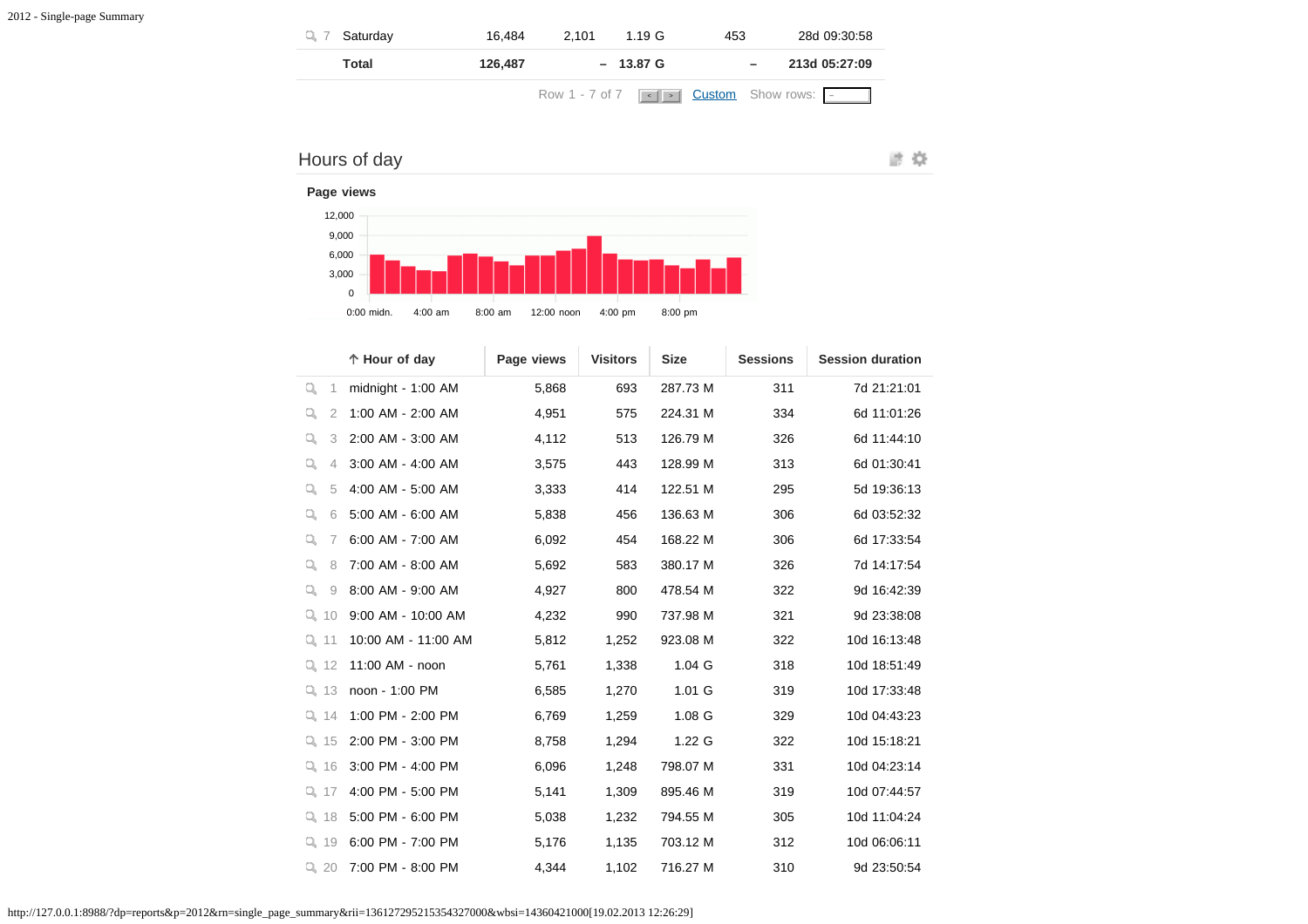| | | | | | |
|---|---|---|---|---|---|
| 7 | Saturday | 16,484 | 2,101 | 1.19 G | 453 | 28d 09:30:58 |
| | **Total** | **126,487** | **–** | **13.87 G** | **–** | **213d 05:27:09** |

Row 1 - 7 of 7   Custom   Show rows:

## Hours of day

**Page views**

| | Hour of day | Page views | Visitors | Size | Sessions | Session duration |
|---|---|---|---|---|---|---|
| 1 | midnight - 1:00 AM | 5,868 | 693 | 287.73 M | 311 | 7d 21:21:01 |
| 2 | 1:00 AM - 2:00 AM | 4,951 | 575 | 224.31 M | 334 | 6d 11:01:26 |
| 3 | 2:00 AM - 3:00 AM | 4,112 | 513 | 126.79 M | 326 | 6d 11:44:10 |
| 4 | 3:00 AM - 4:00 AM | 3,575 | 443 | 128.99 M | 313 | 6d 01:30:41 |
| 5 | 4:00 AM - 5:00 AM | 3,333 | 414 | 122.51 M | 295 | 5d 19:36:13 |
| 6 | 5:00 AM - 6:00 AM | 5,838 | 456 | 136.63 M | 306 | 6d 03:52:32 |
| 7 | 6:00 AM - 7:00 AM | 6,092 | 454 | 168.22 M | 306 | 6d 17:33:54 |
| 8 | 7:00 AM - 8:00 AM | 5,692 | 583 | 380.17 M | 326 | 7d 14:17:54 |
| 9 | 8:00 AM - 9:00 AM | 4,927 | 800 | 478.54 M | 322 | 9d 16:42:39 |
| 10 | 9:00 AM - 10:00 AM | 4,232 | 990 | 737.98 M | 321 | 9d 23:38:08 |
| 11 | 10:00 AM - 11:00 AM | 5,812 | 1,252 | 923.08 M | 322 | 10d 16:13:48 |
| 12 | 11:00 AM - noon | 5,761 | 1,338 | 1.04 G | 318 | 10d 18:51:49 |
| 13 | noon - 1:00 PM | 6,585 | 1,270 | 1.01 G | 319 | 10d 17:33:48 |
| 14 | 1:00 PM - 2:00 PM | 6,769 | 1,259 | 1.08 G | 329 | 10d 04:43:23 |
| 15 | 2:00 PM - 3:00 PM | 8,758 | 1,294 | 1.22 G | 322 | 10d 15:18:21 |
| 16 | 3:00 PM - 4:00 PM | 6,096 | 1,248 | 798.07 M | 331 | 10d 04:23:14 |
| 17 | 4:00 PM - 5:00 PM | 5,141 | 1,309 | 895.46 M | 319 | 10d 07:44:57 |
| 18 | 5:00 PM - 6:00 PM | 5,038 | 1,232 | 794.55 M | 305 | 10d 11:04:24 |
| 19 | 6:00 PM - 7:00 PM | 5,176 | 1,135 | 703.12 M | 312 | 10d 06:06:11 |
| 20 | 7:00 PM - 8:00 PM | 4,344 | 1,102 | 716.27 M | 310 | 9d 23:50:54 |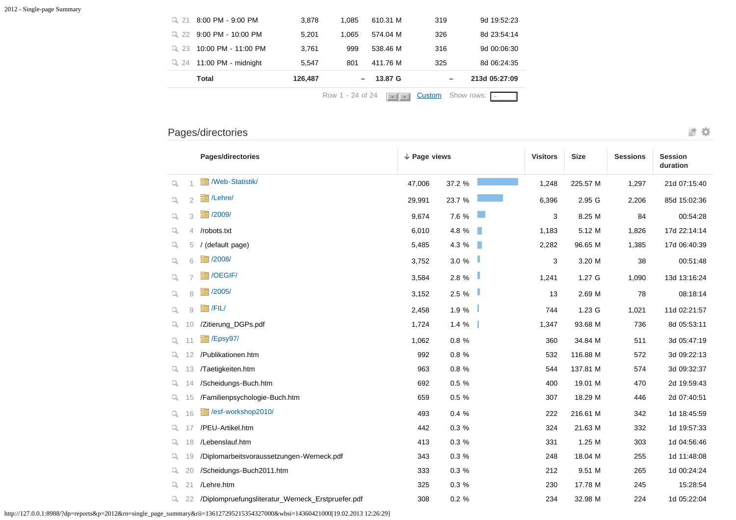| | | | | | |
|---|---|---|---|---|---|
| 21 | 8:00 PM - 9:00 PM | 3,878 | 1,085 | 610.31 M | 319 | 9d 19:52:23 |
| 22 | 9:00 PM - 10:00 PM | 5,201 | 1,065 | 574.04 M | 326 | 8d 23:54:14 |
| 23 | 10:00 PM - 11:00 PM | 3,761 | 999 | 538.46 M | 316 | 9d 00:06:30 |
| 24 | 11:00 PM - midnight | 5,547 | 801 | 411.76 M | 325 | 8d 06:24:35 |
| | **Total** | **126,487** | – | **13.87 G** | – | **213d 05:27:09** |

Row 1 - 24 of 24 Custom Show rows:

## Pages/directories

| | Pages/directories | ↓ Page views | | Visitors | Size | Sessions | Session duration |
|---|---|---|---|---|---|---|---|
| 1 | /Web-Statistik/ | 47,006 | 37.2 % | 1,248 | 225.57 M | 1,297 | 21d 07:15:40 |
| 2 | /Lehre/ | 29,991 | 23.7 % | 6,396 | 2.95 G | 2,206 | 85d 15:02:36 |
| 3 | /2009/ | 9,674 | 7.6 % | 3 | 8.25 M | 84 | 00:54:28 |
| 4 | /robots.txt | 6,010 | 4.8 % | 1,183 | 5.12 M | 1,826 | 17d 22:14:14 |
| 5 | / (default page) | 5,485 | 4.3 % | 2,282 | 96.65 M | 1,385 | 17d 06:40:39 |
| 6 | /2008/ | 3,752 | 3.0 % | 3 | 3.20 M | 38 | 00:51:48 |
| 7 | /OEGIF/ | 3,584 | 2.8 % | 1,241 | 1.27 G | 1,090 | 13d 13:16:24 |
| 8 | /2005/ | 3,152 | 2.5 % | 13 | 2.69 M | 78 | 08:18:14 |
| 9 | /FIL/ | 2,458 | 1.9 % | 744 | 1.23 G | 1,021 | 11d 02:21:57 |
| 10 | /Zitierung_DGPs.pdf | 1,724 | 1.4 % | 1,347 | 93.68 M | 736 | 8d 05:53:11 |
| 11 | /Epsy97/ | 1,062 | 0.8 % | 360 | 34.84 M | 511 | 3d 05:47:19 |
| 12 | /Publikationen.htm | 992 | 0.8 % | 532 | 116.88 M | 572 | 3d 09:22:13 |
| 13 | /Taetigkeiten.htm | 963 | 0.8 % | 544 | 137.81 M | 574 | 3d 09:32:37 |
| 14 | /Scheidungs-Buch.htm | 692 | 0.5 % | 400 | 19.01 M | 470 | 2d 19:59:43 |
| 15 | /Familienpsychologie-Buch.htm | 659 | 0.5 % | 307 | 18.29 M | 446 | 2d 07:40:51 |
| 16 | /esf-workshop2010/ | 493 | 0.4 % | 222 | 216.61 M | 342 | 1d 18:45:59 |
| 17 | /PEU-Artikel.htm | 442 | 0.3 % | 324 | 21.63 M | 332 | 1d 19:57:33 |
| 18 | /Lebenslauf.htm | 413 | 0.3 % | 331 | 1.25 M | 303 | 1d 04:56:46 |
| 19 | /Diplomarbeitsvoraussetzungen-Werneck.pdf | 343 | 0.3 % | 248 | 18.04 M | 255 | 1d 11:48:08 |
| 20 | /Scheidungs-Buch2011.htm | 333 | 0.3 % | 212 | 9.51 M | 265 | 1d 00:24:24 |
| 21 | /Lehre.htm | 325 | 0.3 % | 230 | 17.78 M | 245 | 15:28:54 |
| 22 | /Diplompruefungsliteratur_Werneck_Erstpruefer.pdf | 308 | 0.2 % | 234 | 32.98 M | 224 | 1d 05:22:04 |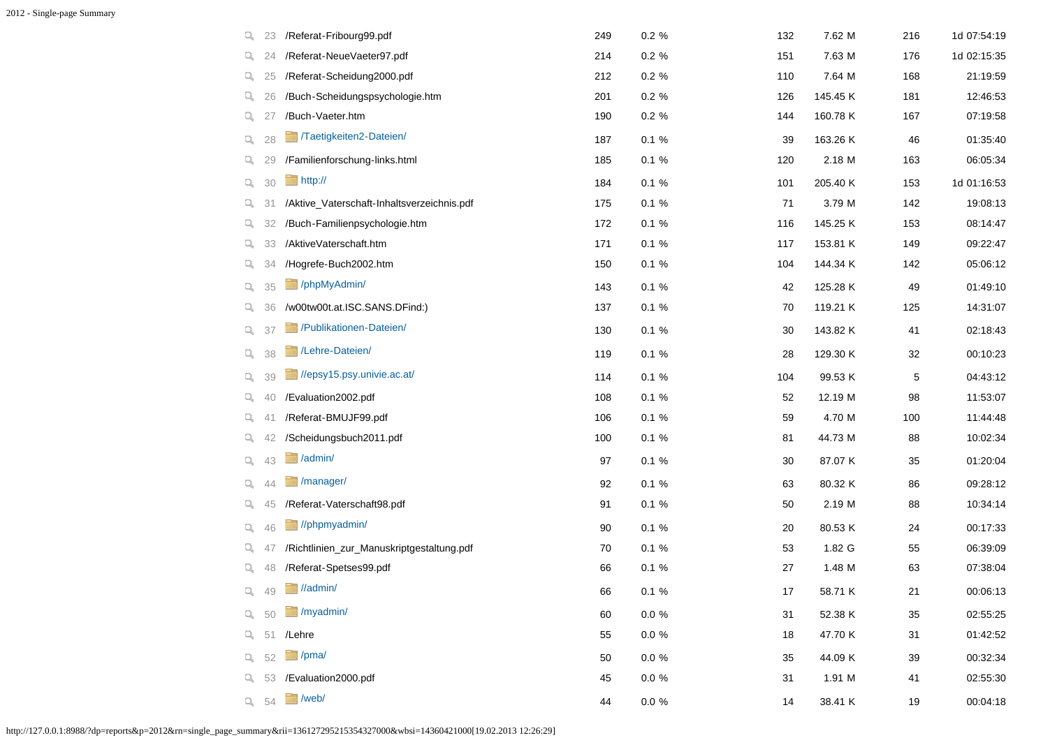| | # | Path | Hits | % | | Bandwidth | | Duration |
|---|---|---|---|---|---|---|---|---|
| | 23 | /Referat-Fribourg99.pdf | 249 | 0.2 % | 132 | 7.62 M | 216 | 1d 07:54:19 |
| | 24 | /Referat-NeueVaeter97.pdf | 214 | 0.2 % | 151 | 7.63 M | 176 | 1d 02:15:35 |
| | 25 | /Referat-Scheidung2000.pdf | 212 | 0.2 % | 110 | 7.64 M | 168 | 21:19:59 |
| | 26 | /Buch-Scheidungspsychologie.htm | 201 | 0.2 % | 126 | 145.45 K | 181 | 12:46:53 |
| | 27 | /Buch-Vaeter.htm | 190 | 0.2 % | 144 | 160.78 K | 167 | 07:19:58 |
| | 28 | /Taetigkeiten2-Dateien/ | 187 | 0.1 % | 39 | 163.26 K | 46 | 01:35:40 |
| | 29 | /Familienforschung-links.html | 185 | 0.1 % | 120 | 2.18 M | 163 | 06:05:34 |
| | 30 | http:// | 184 | 0.1 % | 101 | 205.40 K | 153 | 1d 01:16:53 |
| | 31 | /Aktive_Vaterschaft-Inhaltsverzeichnis.pdf | 175 | 0.1 % | 71 | 3.79 M | 142 | 19:08:13 |
| | 32 | /Buch-Familienpsychologie.htm | 172 | 0.1 % | 116 | 145.25 K | 153 | 08:14:47 |
| | 33 | /AktiveVaterschaft.htm | 171 | 0.1 % | 117 | 153.81 K | 149 | 09:22:47 |
| | 34 | /Hogrefe-Buch2002.htm | 150 | 0.1 % | 104 | 144.34 K | 142 | 05:06:12 |
| | 35 | /phpMyAdmin/ | 143 | 0.1 % | 42 | 125.28 K | 49 | 01:49:10 |
| | 36 | /w00tw00t.at.ISC.SANS.DFind:) | 137 | 0.1 % | 70 | 119.21 K | 125 | 14:31:07 |
| | 37 | /Publikationen-Dateien/ | 130 | 0.1 % | 30 | 143.82 K | 41 | 02:18:43 |
| | 38 | /Lehre-Dateien/ | 119 | 0.1 % | 28 | 129.30 K | 32 | 00:10:23 |
| | 39 | //epsy15.psy.univie.ac.at/ | 114 | 0.1 % | 104 | 99.53 K | 5 | 04:43:12 |
| | 40 | /Evaluation2002.pdf | 108 | 0.1 % | 52 | 12.19 M | 98 | 11:53:07 |
| | 41 | /Referat-BMUJF99.pdf | 106 | 0.1 % | 59 | 4.70 M | 100 | 11:44:48 |
| | 42 | /Scheidungsbuch2011.pdf | 100 | 0.1 % | 81 | 44.73 M | 88 | 10:02:34 |
| | 43 | /admin/ | 97 | 0.1 % | 30 | 87.07 K | 35 | 01:20:04 |
| | 44 | /manager/ | 92 | 0.1 % | 63 | 80.32 K | 86 | 09:28:12 |
| | 45 | /Referat-Vaterschaft98.pdf | 91 | 0.1 % | 50 | 2.19 M | 88 | 10:34:14 |
| | 46 | //phpmyadmin/ | 90 | 0.1 % | 20 | 80.53 K | 24 | 00:17:33 |
| | 47 | /Richtlinien_zur_Manuskriptgestaltung.pdf | 70 | 0.1 % | 53 | 1.82 G | 55 | 06:39:09 |
| | 48 | /Referat-Spetses99.pdf | 66 | 0.1 % | 27 | 1.48 M | 63 | 07:38:04 |
| | 49 | //admin/ | 66 | 0.1 % | 17 | 58.71 K | 21 | 00:06:13 |
| | 50 | /myadmin/ | 60 | 0.0 % | 31 | 52.38 K | 35 | 02:55:25 |
| | 51 | /Lehre | 55 | 0.0 % | 18 | 47.70 K | 31 | 01:42:52 |
| | 52 | /pma/ | 50 | 0.0 % | 35 | 44.09 K | 39 | 00:32:34 |
| | 53 | /Evaluation2000.pdf | 45 | 0.0 % | 31 | 1.91 M | 41 | 02:55:30 |
| | 54 | /web/ | 44 | 0.0 % | 14 | 38.41 K | 19 | 00:04:18 |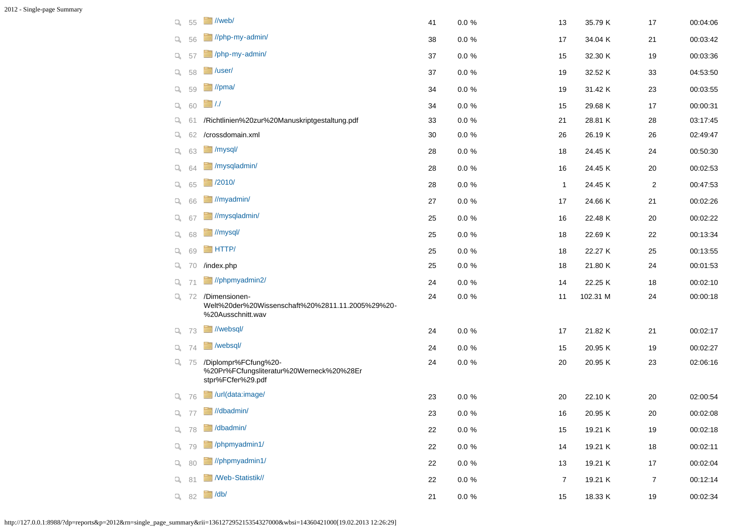| # | Path | Hits | % | Col | Size | Col | Time |
|---|---|---|---|---|---|---|---|
| 55 | //web/ | 41 | 0.0 % | 13 | 35.79 K | 17 | 00:04:06 |
| 56 | //php-my-admin/ | 38 | 0.0 % | 17 | 34.04 K | 21 | 00:03:42 |
| 57 | /php-my-admin/ | 37 | 0.0 % | 15 | 32.30 K | 19 | 00:03:36 |
| 58 | /user/ | 37 | 0.0 % | 19 | 32.52 K | 33 | 04:53:50 |
| 59 | //pma/ | 34 | 0.0 % | 19 | 31.42 K | 23 | 00:03:55 |
| 60 | /./ | 34 | 0.0 % | 15 | 29.68 K | 17 | 00:00:31 |
| 61 | /Richtlinien%20zur%20Manuskriptgestaltung.pdf | 33 | 0.0 % | 21 | 28.81 K | 28 | 03:17:45 |
| 62 | /crossdomain.xml | 30 | 0.0 % | 26 | 26.19 K | 26 | 02:49:47 |
| 63 | /mysql/ | 28 | 0.0 % | 18 | 24.45 K | 24 | 00:50:30 |
| 64 | /mysqladmin/ | 28 | 0.0 % | 16 | 24.45 K | 20 | 00:02:53 |
| 65 | /2010/ | 28 | 0.0 % | 1 | 24.45 K | 2 | 00:47:53 |
| 66 | //myadmin/ | 27 | 0.0 % | 17 | 24.66 K | 21 | 00:02:26 |
| 67 | //mysqladmin/ | 25 | 0.0 % | 16 | 22.48 K | 20 | 00:02:22 |
| 68 | //mysql/ | 25 | 0.0 % | 18 | 22.69 K | 22 | 00:13:34 |
| 69 | HTTP/ | 25 | 0.0 % | 18 | 22.27 K | 25 | 00:13:55 |
| 70 | /index.php | 25 | 0.0 % | 18 | 21.80 K | 24 | 00:01:53 |
| 71 | //phpmyadmin2/ | 24 | 0.0 % | 14 | 22.25 K | 18 | 00:02:10 |
| 72 | /Dimensionen-Welt%20der%20Wissenschaft%20%2811.11.2005%29%20-%20Ausschnitt.wav | 24 | 0.0 % | 11 | 102.31 M | 24 | 00:00:18 |
| 73 | //websql/ | 24 | 0.0 % | 17 | 21.82 K | 21 | 00:02:17 |
| 74 | /websql/ | 24 | 0.0 % | 15 | 20.95 K | 19 | 00:02:27 |
| 75 | /Diplompr%FCfung%20-%20Pr%FCfungsliteratur%20Werneck%20%28Erstpr%FCfer%29.pdf | 24 | 0.0 % | 20 | 20.95 K | 23 | 02:06:16 |
| 76 | /url(data:image/ | 23 | 0.0 % | 20 | 22.10 K | 20 | 02:00:54 |
| 77 | //dbadmin/ | 23 | 0.0 % | 16 | 20.95 K | 20 | 00:02:08 |
| 78 | /dbadmin/ | 22 | 0.0 % | 15 | 19.21 K | 19 | 00:02:18 |
| 79 | /phpmyadmin1/ | 22 | 0.0 % | 14 | 19.21 K | 18 | 00:02:11 |
| 80 | //phpmyadmin1/ | 22 | 0.0 % | 13 | 19.21 K | 17 | 00:02:04 |
| 81 | /Web-Statistik// | 22 | 0.0 % | 7 | 19.21 K | 7 | 00:12:14 |
| 82 | /db/ | 21 | 0.0 % | 15 | 18.33 K | 19 | 00:02:34 |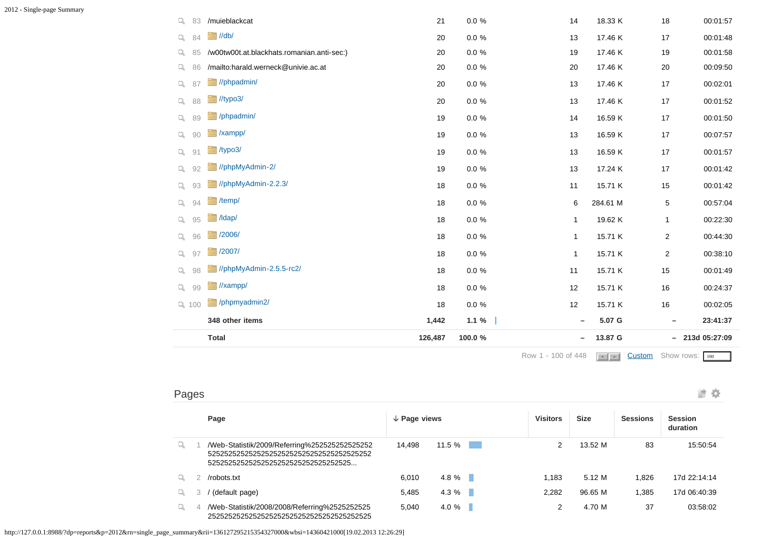| # | Directory | Page views | % | Visitors | Size | Sessions | Session duration |
|---|---|---|---|---|---|---|---|
| 83 | /muieblackcat | 21 | 0.0 % | 14 | 18.33 K | 18 | 00:01:57 |
| 84 | //db/ | 20 | 0.0 % | 13 | 17.46 K | 17 | 00:01:48 |
| 85 | /w00tw00t.at.blackhats.romanian.anti-sec:) | 20 | 0.0 % | 19 | 17.46 K | 19 | 00:01:58 |
| 86 | /mailto:harald.werneck@univie.ac.at | 20 | 0.0 % | 20 | 17.46 K | 20 | 00:09:50 |
| 87 | //phpadmin/ | 20 | 0.0 % | 13 | 17.46 K | 17 | 00:02:01 |
| 88 | //typo3/ | 20 | 0.0 % | 13 | 17.46 K | 17 | 00:01:52 |
| 89 | /phpadmin/ | 19 | 0.0 % | 14 | 16.59 K | 17 | 00:01:50 |
| 90 | /xampp/ | 19 | 0.0 % | 13 | 16.59 K | 17 | 00:07:57 |
| 91 | /typo3/ | 19 | 0.0 % | 13 | 16.59 K | 17 | 00:01:57 |
| 92 | //phpMyAdmin-2/ | 19 | 0.0 % | 13 | 17.24 K | 17 | 00:01:42 |
| 93 | //phpMyAdmin-2.2.3/ | 18 | 0.0 % | 11 | 15.71 K | 15 | 00:01:42 |
| 94 | /temp/ | 18 | 0.0 % | 6 | 284.61 M | 5 | 00:57:04 |
| 95 | /ldap/ | 18 | 0.0 % | 1 | 19.62 K | 1 | 00:22:30 |
| 96 | /2006/ | 18 | 0.0 % | 1 | 15.71 K | 2 | 00:44:30 |
| 97 | /2007/ | 18 | 0.0 % | 1 | 15.71 K | 2 | 00:38:10 |
| 98 | //phpMyAdmin-2.5.5-rc2/ | 18 | 0.0 % | 11 | 15.71 K | 15 | 00:01:49 |
| 99 | //xampp/ | 18 | 0.0 % | 12 | 15.71 K | 16 | 00:24:37 |
| 100 | /phpmyadmin2/ | 18 | 0.0 % | 12 | 15.71 K | 16 | 00:02:05 |
| | **348 other items** | **1,442** | **1.1 %** | **–** | **5.07 G** | **–** | **23:41:37** |
| | **Total** | **126,487** | **100.0 %** | **–** | **13.87 G** | **–** | **213d 05:27:09** |

Row 1 - 100 of 448 Custom Show rows: 100

## Pages

| # | Page | ↓ Page views | % | Visitors | Size | Sessions | Session duration |
|---|---|---|---|---|---|---|---|
| 1 | /Web-Statistik/2009/Referring%252525252525252525252525252525252525252525252525252525252525252525252525252525252525252525... | 14,498 | 11.5 % | 2 | 13.52 M | 83 | 15:50:54 |
| 2 | /robots.txt | 6,010 | 4.8 % | 1,183 | 5.12 M | 1,826 | 17d 22:14:14 |
| 3 | / (default page) | 5,485 | 4.3 % | 2,282 | 96.65 M | 1,385 | 17d 06:40:39 |
| 4 | /Web-Statistik/2008/2008/Referring%252525252525252525252525252525252525252525252525 | 5,040 | 4.0 % | 2 | 4.70 M | 37 | 03:58:02 |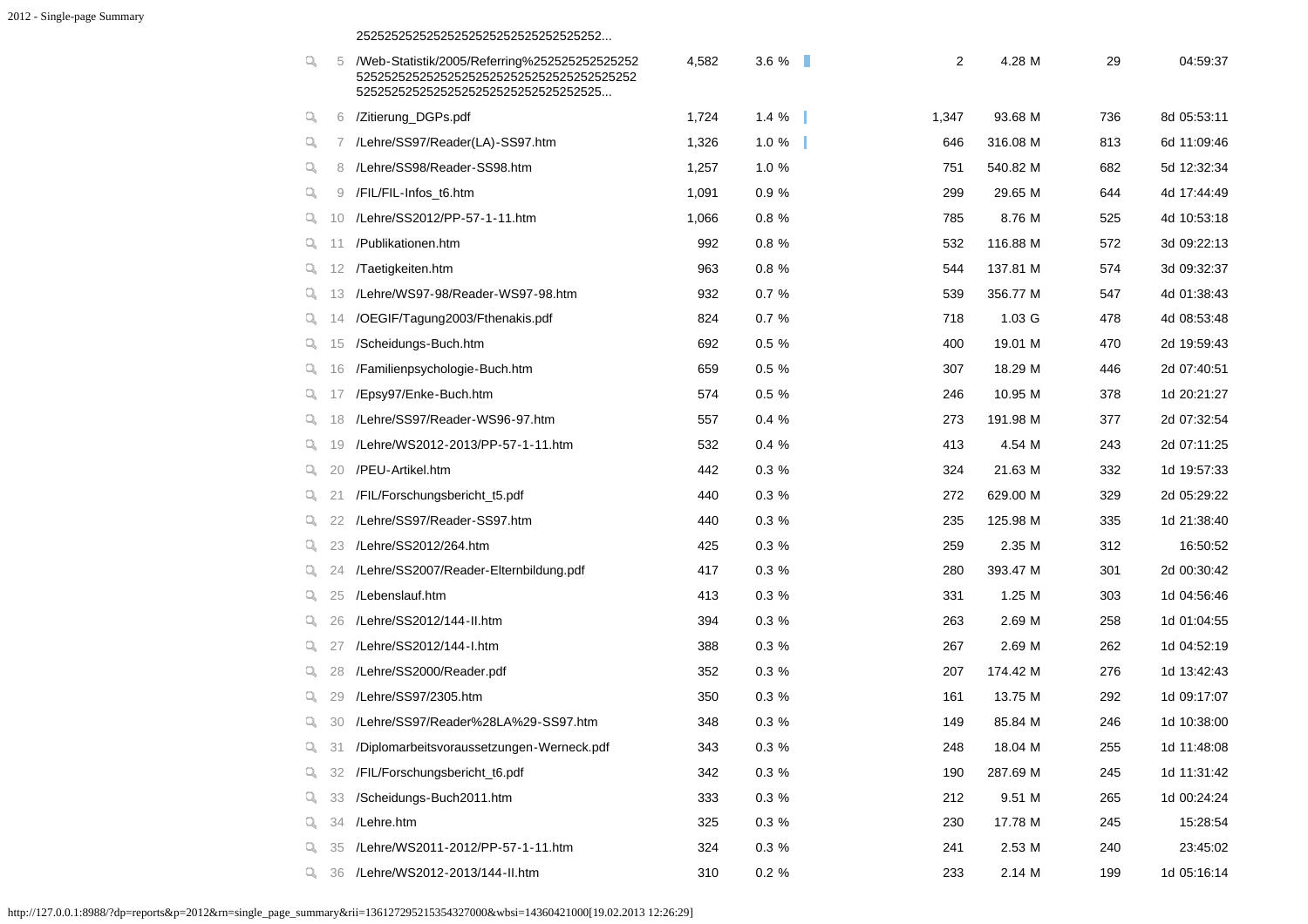| # | Page | Views | % | | Entry | Bandwidth | Visits | Time |
|---|---|---|---|---|---|---|---|---|
| | 2525252525252525252525252525252525252... | | | | | | | |
| 5 | /Web-Statistik/2005/Referring%252525252525252525252525252525252525252525252525252525252525252525252525252525252525252525252525... | 4,582 | 3.6 % | | 2 | 4.28 M | 29 | 04:59:37 |
| 6 | /Zitierung_DGPs.pdf | 1,724 | 1.4 % | | 1,347 | 93.68 M | 736 | 8d 05:53:11 |
| 7 | /Lehre/SS97/Reader(LA)-SS97.htm | 1,326 | 1.0 % | | 646 | 316.08 M | 813 | 6d 11:09:46 |
| 8 | /Lehre/SS98/Reader-SS98.htm | 1,257 | 1.0 % | | 751 | 540.82 M | 682 | 5d 12:32:34 |
| 9 | /FIL/FIL-Infos_t6.htm | 1,091 | 0.9 % | | 299 | 29.65 M | 644 | 4d 17:44:49 |
| 10 | /Lehre/SS2012/PP-57-1-11.htm | 1,066 | 0.8 % | | 785 | 8.76 M | 525 | 4d 10:53:18 |
| 11 | /Publikationen.htm | 992 | 0.8 % | | 532 | 116.88 M | 572 | 3d 09:22:13 |
| 12 | /Taetigkeiten.htm | 963 | 0.8 % | | 544 | 137.81 M | 574 | 3d 09:32:37 |
| 13 | /Lehre/WS97-98/Reader-WS97-98.htm | 932 | 0.7 % | | 539 | 356.77 M | 547 | 4d 01:38:43 |
| 14 | /OEGIF/Tagung2003/Fthenakis.pdf | 824 | 0.7 % | | 718 | 1.03 G | 478 | 4d 08:53:48 |
| 15 | /Scheidungs-Buch.htm | 692 | 0.5 % | | 400 | 19.01 M | 470 | 2d 19:59:43 |
| 16 | /Familienpsychologie-Buch.htm | 659 | 0.5 % | | 307 | 18.29 M | 446 | 2d 07:40:51 |
| 17 | /Epsy97/Enke-Buch.htm | 574 | 0.5 % | | 246 | 10.95 M | 378 | 1d 20:21:27 |
| 18 | /Lehre/SS97/Reader-WS96-97.htm | 557 | 0.4 % | | 273 | 191.98 M | 377 | 2d 07:32:54 |
| 19 | /Lehre/WS2012-2013/PP-57-1-11.htm | 532 | 0.4 % | | 413 | 4.54 M | 243 | 2d 07:11:25 |
| 20 | /PEU-Artikel.htm | 442 | 0.3 % | | 324 | 21.63 M | 332 | 1d 19:57:33 |
| 21 | /FIL/Forschungsbericht_t5.pdf | 440 | 0.3 % | | 272 | 629.00 M | 329 | 2d 05:29:22 |
| 22 | /Lehre/SS97/Reader-SS97.htm | 440 | 0.3 % | | 235 | 125.98 M | 335 | 1d 21:38:40 |
| 23 | /Lehre/SS2012/264.htm | 425 | 0.3 % | | 259 | 2.35 M | 312 | 16:50:52 |
| 24 | /Lehre/SS2007/Reader-Elternbildung.pdf | 417 | 0.3 % | | 280 | 393.47 M | 301 | 2d 00:30:42 |
| 25 | /Lebenslauf.htm | 413 | 0.3 % | | 331 | 1.25 M | 303 | 1d 04:56:46 |
| 26 | /Lehre/SS2012/144-II.htm | 394 | 0.3 % | | 263 | 2.69 M | 258 | 1d 01:04:55 |
| 27 | /Lehre/SS2012/144-I.htm | 388 | 0.3 % | | 267 | 2.69 M | 262 | 1d 04:52:19 |
| 28 | /Lehre/SS2000/Reader.pdf | 352 | 0.3 % | | 207 | 174.42 M | 276 | 1d 13:42:43 |
| 29 | /Lehre/SS97/2305.htm | 350 | 0.3 % | | 161 | 13.75 M | 292 | 1d 09:17:07 |
| 30 | /Lehre/SS97/Reader%28LA%29-SS97.htm | 348 | 0.3 % | | 149 | 85.84 M | 246 | 1d 10:38:00 |
| 31 | /Diplomarbeitsvoraussetzungen-Werneck.pdf | 343 | 0.3 % | | 248 | 18.04 M | 255 | 1d 11:48:08 |
| 32 | /FIL/Forschungsbericht_t6.pdf | 342 | 0.3 % | | 190 | 287.69 M | 245 | 1d 11:31:42 |
| 33 | /Scheidungs-Buch2011.htm | 333 | 0.3 % | | 212 | 9.51 M | 265 | 1d 00:24:24 |
| 34 | /Lehre.htm | 325 | 0.3 % | | 230 | 17.78 M | 245 | 15:28:54 |
| 35 | /Lehre/WS2011-2012/PP-57-1-11.htm | 324 | 0.3 % | | 241 | 2.53 M | 240 | 23:45:02 |
| 36 | /Lehre/WS2012-2013/144-II.htm | 310 | 0.2 % | | 233 | 2.14 M | 199 | 1d 05:16:14 |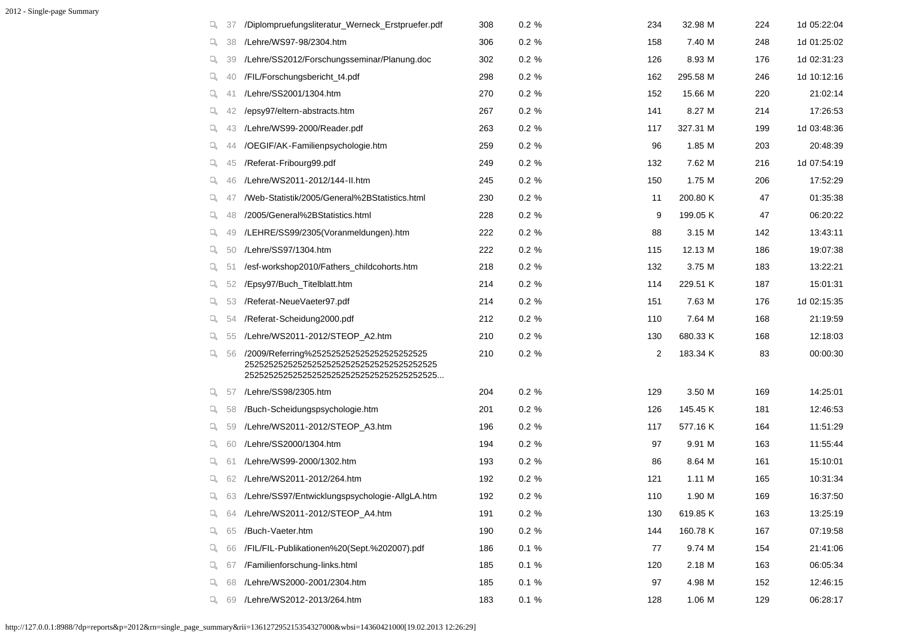| # | Page | Hits | % | Visits | Bytes | Visitors | Duration |
|---|---|---|---|---|---|---|---|
| 37 | /Diplompruefungsliteratur_Werneck_Erstpruefer.pdf | 308 | 0.2 % | 234 | 32.98 M | 224 | 1d 05:22:04 |
| 38 | /Lehre/WS97-98/2304.htm | 306 | 0.2 % | 158 | 7.40 M | 248 | 1d 01:25:02 |
| 39 | /Lehre/SS2012/Forschungsseminar/Planung.doc | 302 | 0.2 % | 126 | 8.93 M | 176 | 1d 02:31:23 |
| 40 | /FIL/Forschungsbericht_t4.pdf | 298 | 0.2 % | 162 | 295.58 M | 246 | 1d 10:12:16 |
| 41 | /Lehre/SS2001/1304.htm | 270 | 0.2 % | 152 | 15.66 M | 220 | 21:02:14 |
| 42 | /epsy97/eltern-abstracts.htm | 267 | 0.2 % | 141 | 8.27 M | 214 | 17:26:53 |
| 43 | /Lehre/WS99-2000/Reader.pdf | 263 | 0.2 % | 117 | 327.31 M | 199 | 1d 03:48:36 |
| 44 | /OEGIF/AK-Familienpsychologie.htm | 259 | 0.2 % | 96 | 1.85 M | 203 | 20:48:39 |
| 45 | /Referat-Fribourg99.pdf | 249 | 0.2 % | 132 | 7.62 M | 216 | 1d 07:54:19 |
| 46 | /Lehre/WS2011-2012/144-II.htm | 245 | 0.2 % | 150 | 1.75 M | 206 | 17:52:29 |
| 47 | /Web-Statistik/2005/General%2BStatistics.html | 230 | 0.2 % | 11 | 200.80 K | 47 | 01:35:38 |
| 48 | /2005/General%2BStatistics.html | 228 | 0.2 % | 9 | 199.05 K | 47 | 06:20:22 |
| 49 | /LEHRE/SS99/2305(Voranmeldungen).htm | 222 | 0.2 % | 88 | 3.15 M | 142 | 13:43:11 |
| 50 | /Lehre/SS97/1304.htm | 222 | 0.2 % | 115 | 12.13 M | 186 | 19:07:38 |
| 51 | /esf-workshop2010/Fathers_childcohorts.htm | 218 | 0.2 % | 132 | 3.75 M | 183 | 13:22:21 |
| 52 | /Epsy97/Buch_Titelblatt.htm | 214 | 0.2 % | 114 | 229.51 K | 187 | 15:01:31 |
| 53 | /Referat-NeueVaeter97.pdf | 214 | 0.2 % | 151 | 7.63 M | 176 | 1d 02:15:35 |
| 54 | /Referat-Scheidung2000.pdf | 212 | 0.2 % | 110 | 7.64 M | 168 | 21:19:59 |
| 55 | /Lehre/WS2011-2012/STEOP_A2.htm | 210 | 0.2 % | 130 | 680.33 K | 168 | 12:18:03 |
| 56 | /2009/Referring%2525252525252525252525 252525252525252525252525252525252525 252525252525252525252525252525252525... | 210 | 0.2 % | 2 | 183.34 K | 83 | 00:00:30 |
| 57 | /Lehre/SS98/2305.htm | 204 | 0.2 % | 129 | 3.50 M | 169 | 14:25:01 |
| 58 | /Buch-Scheidungspsychologie.htm | 201 | 0.2 % | 126 | 145.45 K | 181 | 12:46:53 |
| 59 | /Lehre/WS2011-2012/STEOP_A3.htm | 196 | 0.2 % | 117 | 577.16 K | 164 | 11:51:29 |
| 60 | /Lehre/SS2000/1304.htm | 194 | 0.2 % | 97 | 9.91 M | 163 | 11:55:44 |
| 61 | /Lehre/WS99-2000/1302.htm | 193 | 0.2 % | 86 | 8.64 M | 161 | 15:10:01 |
| 62 | /Lehre/WS2011-2012/264.htm | 192 | 0.2 % | 121 | 1.11 M | 165 | 10:31:34 |
| 63 | /Lehre/SS97/Entwicklungspsychologie-AllgLA.htm | 192 | 0.2 % | 110 | 1.90 M | 169 | 16:37:50 |
| 64 | /Lehre/WS2011-2012/STEOP_A4.htm | 191 | 0.2 % | 130 | 619.85 K | 163 | 13:25:19 |
| 65 | /Buch-Vaeter.htm | 190 | 0.2 % | 144 | 160.78 K | 167 | 07:19:58 |
| 66 | /FIL/FIL-Publikationen%20(Sept.%202007).pdf | 186 | 0.1 % | 77 | 9.74 M | 154 | 21:41:06 |
| 67 | /Familienforschung-links.html | 185 | 0.1 % | 120 | 2.18 M | 163 | 06:05:34 |
| 68 | /Lehre/WS2000-2001/2304.htm | 185 | 0.1 % | 97 | 4.98 M | 152 | 12:46:15 |
| 69 | /Lehre/WS2012-2013/264.htm | 183 | 0.1 % | 128 | 1.06 M | 129 | 06:28:17 |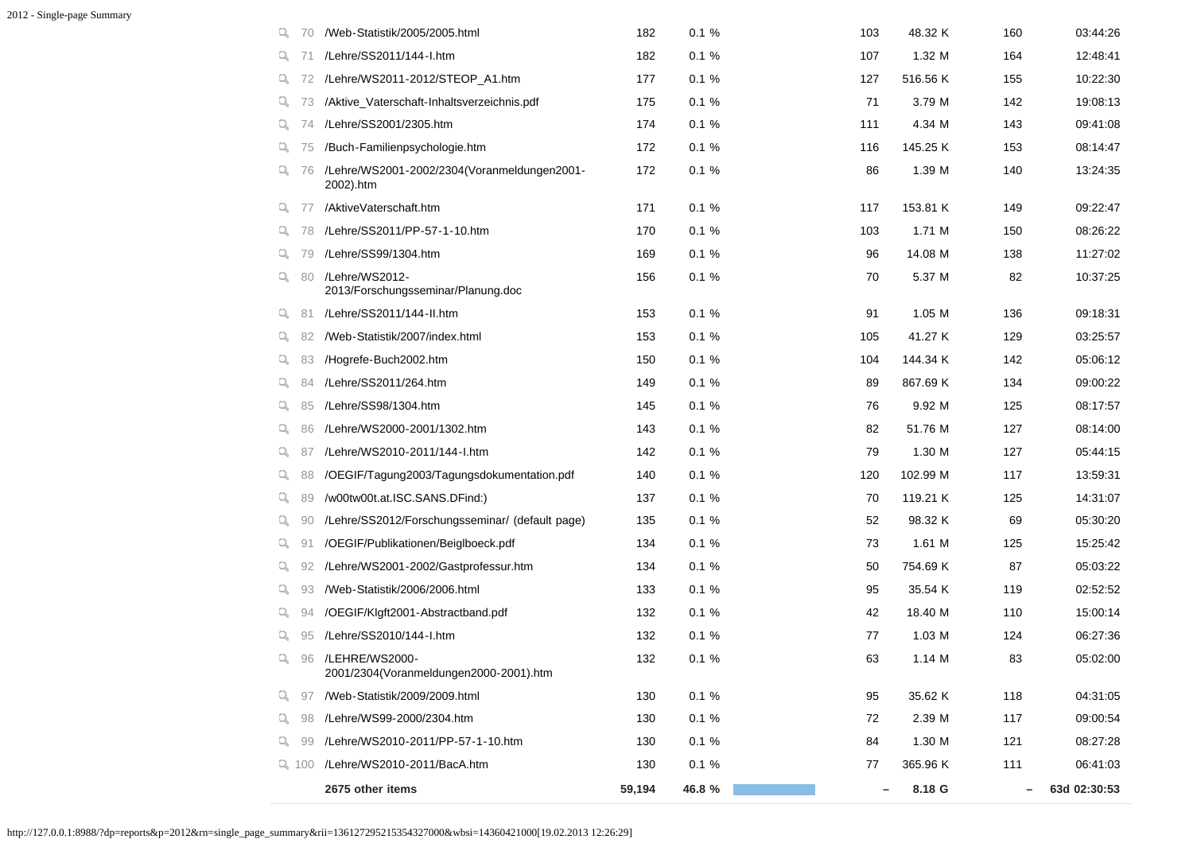| # | Page | Hits | % | | Visitors | Bandwidth | Entry | Time |
|---|---|---|---|---|---|---|---|---|
| 70 | /Web-Statistik/2005/2005.html | 182 | 0.1 % | | 103 | 48.32 K | 160 | 03:44:26 |
| 71 | /Lehre/SS2011/144-I.htm | 182 | 0.1 % | | 107 | 1.32 M | 164 | 12:48:41 |
| 72 | /Lehre/WS2011-2012/STEOP_A1.htm | 177 | 0.1 % | | 127 | 516.56 K | 155 | 10:22:30 |
| 73 | /Aktive_Vaterschaft-Inhaltsverzeichnis.pdf | 175 | 0.1 % | | 71 | 3.79 M | 142 | 19:08:13 |
| 74 | /Lehre/SS2001/2305.htm | 174 | 0.1 % | | 111 | 4.34 M | 143 | 09:41:08 |
| 75 | /Buch-Familienpsychologie.htm | 172 | 0.1 % | | 116 | 145.25 K | 153 | 08:14:47 |
| 76 | /Lehre/WS2001-2002/2304(Voranmeldungen2001-2002).htm | 172 | 0.1 % | | 86 | 1.39 M | 140 | 13:24:35 |
| 77 | /AktiveVaterschaft.htm | 171 | 0.1 % | | 117 | 153.81 K | 149 | 09:22:47 |
| 78 | /Lehre/SS2011/PP-57-1-10.htm | 170 | 0.1 % | | 103 | 1.71 M | 150 | 08:26:22 |
| 79 | /Lehre/SS99/1304.htm | 169 | 0.1 % | | 96 | 14.08 M | 138 | 11:27:02 |
| 80 | /Lehre/WS2012-2013/Forschungsseminar/Planung.doc | 156 | 0.1 % | | 70 | 5.37 M | 82 | 10:37:25 |
| 81 | /Lehre/SS2011/144-II.htm | 153 | 0.1 % | | 91 | 1.05 M | 136 | 09:18:31 |
| 82 | /Web-Statistik/2007/index.html | 153 | 0.1 % | | 105 | 41.27 K | 129 | 03:25:57 |
| 83 | /Hogrefe-Buch2002.htm | 150 | 0.1 % | | 104 | 144.34 K | 142 | 05:06:12 |
| 84 | /Lehre/SS2011/264.htm | 149 | 0.1 % | | 89 | 867.69 K | 134 | 09:00:22 |
| 85 | /Lehre/SS98/1304.htm | 145 | 0.1 % | | 76 | 9.92 M | 125 | 08:17:57 |
| 86 | /Lehre/WS2000-2001/1302.htm | 143 | 0.1 % | | 82 | 51.76 M | 127 | 08:14:00 |
| 87 | /Lehre/WS2010-2011/144-I.htm | 142 | 0.1 % | | 79 | 1.30 M | 127 | 05:44:15 |
| 88 | /OEGIF/Tagung2003/Tagungsdokumentation.pdf | 140 | 0.1 % | | 120 | 102.99 M | 117 | 13:59:31 |
| 89 | /w00tw00t.at.ISC.SANS.DFind:) | 137 | 0.1 % | | 70 | 119.21 K | 125 | 14:31:07 |
| 90 | /Lehre/SS2012/Forschungsseminar/ (default page) | 135 | 0.1 % | | 52 | 98.32 K | 69 | 05:30:20 |
| 91 | /OEGIF/Publikationen/Beiglboeck.pdf | 134 | 0.1 % | | 73 | 1.61 M | 125 | 15:25:42 |
| 92 | /Lehre/WS2001-2002/Gastprofessur.htm | 134 | 0.1 % | | 50 | 754.69 K | 87 | 05:03:22 |
| 93 | /Web-Statistik/2006/2006.html | 133 | 0.1 % | | 95 | 35.54 K | 119 | 02:52:52 |
| 94 | /OEGIF/Klgft2001-Abstractband.pdf | 132 | 0.1 % | | 42 | 18.40 M | 110 | 15:00:14 |
| 95 | /Lehre/SS2010/144-I.htm | 132 | 0.1 % | | 77 | 1.03 M | 124 | 06:27:36 |
| 96 | /LEHRE/WS2000-2001/2304(Voranmeldungen2000-2001).htm | 132 | 0.1 % | | 63 | 1.14 M | 83 | 05:02:00 |
| 97 | /Web-Statistik/2009/2009.html | 130 | 0.1 % | | 95 | 35.62 K | 118 | 04:31:05 |
| 98 | /Lehre/WS99-2000/2304.htm | 130 | 0.1 % | | 72 | 2.39 M | 117 | 09:00:54 |
| 99 | /Lehre/WS2010-2011/PP-57-1-10.htm | 130 | 0.1 % | | 84 | 1.30 M | 121 | 08:27:28 |
| 100 | /Lehre/WS2010-2011/BacA.htm | 130 | 0.1 % | | 77 | 365.96 K | 111 | 06:41:03 |
| | **2675 other items** | **59,194** | **46.8 %** | | **–** | **8.18 G** | **–** | **63d 02:30:53** |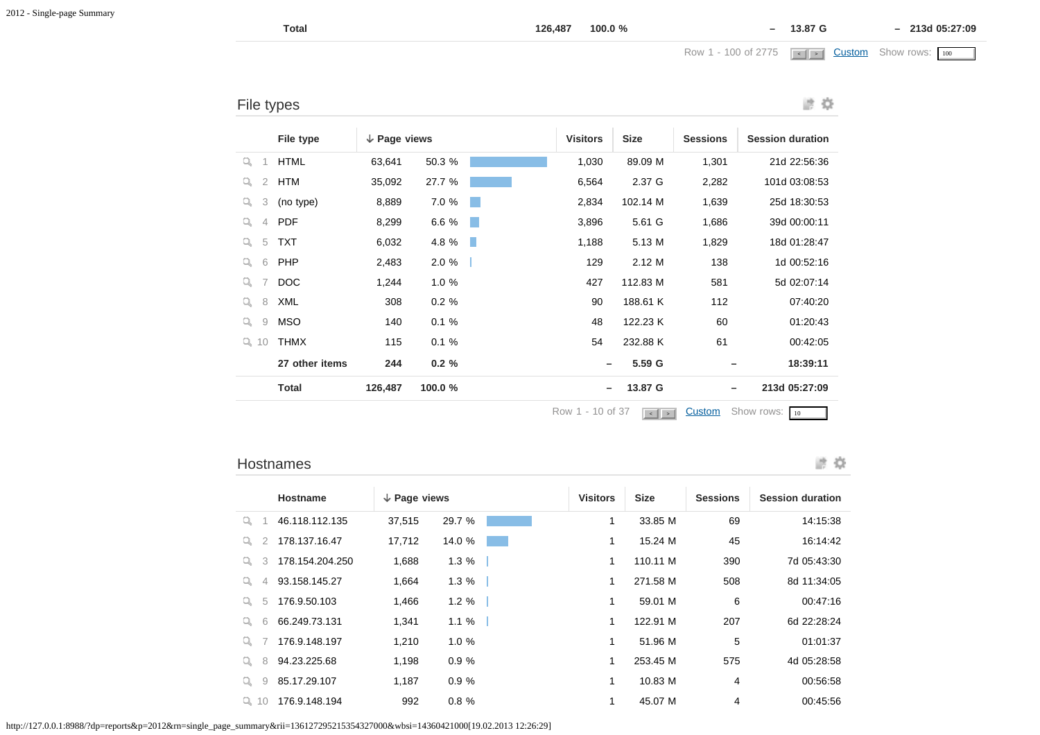| | Total | 126,487 | 100.0 % | | – | 13.87 G | – | 213d 05:27:09 |
|---|---|---|---|---|---|---|---|---|

Row 1 - 100 of 2775 Custom Show rows: 100

## File types

| | File type | ↓ Page views | | Visitors | Size | Sessions | Session duration |
|---|---|---|---|---|---|---|---|
| 1 | HTML | 63,641 | 50.3 % | 1,030 | 89.09 M | 1,301 | 21d 22:56:36 |
| 2 | HTM | 35,092 | 27.7 % | 6,564 | 2.37 G | 2,282 | 101d 03:08:53 |
| 3 | (no type) | 8,889 | 7.0 % | 2,834 | 102.14 M | 1,639 | 25d 18:30:53 |
| 4 | PDF | 8,299 | 6.6 % | 3,896 | 5.61 G | 1,686 | 39d 00:00:11 |
| 5 | TXT | 6,032 | 4.8 % | 1,188 | 5.13 M | 1,829 | 18d 01:28:47 |
| 6 | PHP | 2,483 | 2.0 % | 129 | 2.12 M | 138 | 1d 00:52:16 |
| 7 | DOC | 1,244 | 1.0 % | 427 | 112.83 M | 581 | 5d 02:07:14 |
| 8 | XML | 308 | 0.2 % | 90 | 188.61 K | 112 | 07:40:20 |
| 9 | MSO | 140 | 0.1 % | 48 | 122.23 K | 60 | 01:20:43 |
| 10 | THMX | 115 | 0.1 % | 54 | 232.88 K | 61 | 00:42:05 |
| | **27 other items** | **244** | **0.2 %** | – | **5.59 G** | – | **18:39:11** |
| | **Total** | **126,487** | **100.0 %** | – | **13.87 G** | – | **213d 05:27:09** |

Row 1 - 10 of 37 Custom Show rows: 10

## Hostnames

| | Hostname | ↓ Page views | | Visitors | Size | Sessions | Session duration |
|---|---|---|---|---|---|---|---|
| 1 | 46.118.112.135 | 37,515 | 29.7 % | 1 | 33.85 M | 69 | 14:15:38 |
| 2 | 178.137.16.47 | 17,712 | 14.0 % | 1 | 15.24 M | 45 | 16:14:42 |
| 3 | 178.154.204.250 | 1,688 | 1.3 % | 1 | 110.11 M | 390 | 7d 05:43:30 |
| 4 | 93.158.145.27 | 1,664 | 1.3 % | 1 | 271.58 M | 508 | 8d 11:34:05 |
| 5 | 176.9.50.103 | 1,466 | 1.2 % | 1 | 59.01 M | 6 | 00:47:16 |
| 6 | 66.249.73.131 | 1,341 | 1.1 % | 1 | 122.91 M | 207 | 6d 22:28:24 |
| 7 | 176.9.148.197 | 1,210 | 1.0 % | 1 | 51.96 M | 5 | 01:01:37 |
| 8 | 94.23.225.68 | 1,198 | 0.9 % | 1 | 253.45 M | 575 | 4d 05:28:58 |
| 9 | 85.17.29.107 | 1,187 | 0.9 % | 1 | 10.83 M | 4 | 00:56:58 |
| 10 | 176.9.148.194 | 992 | 0.8 % | 1 | 45.07 M | 4 | 00:45:56 |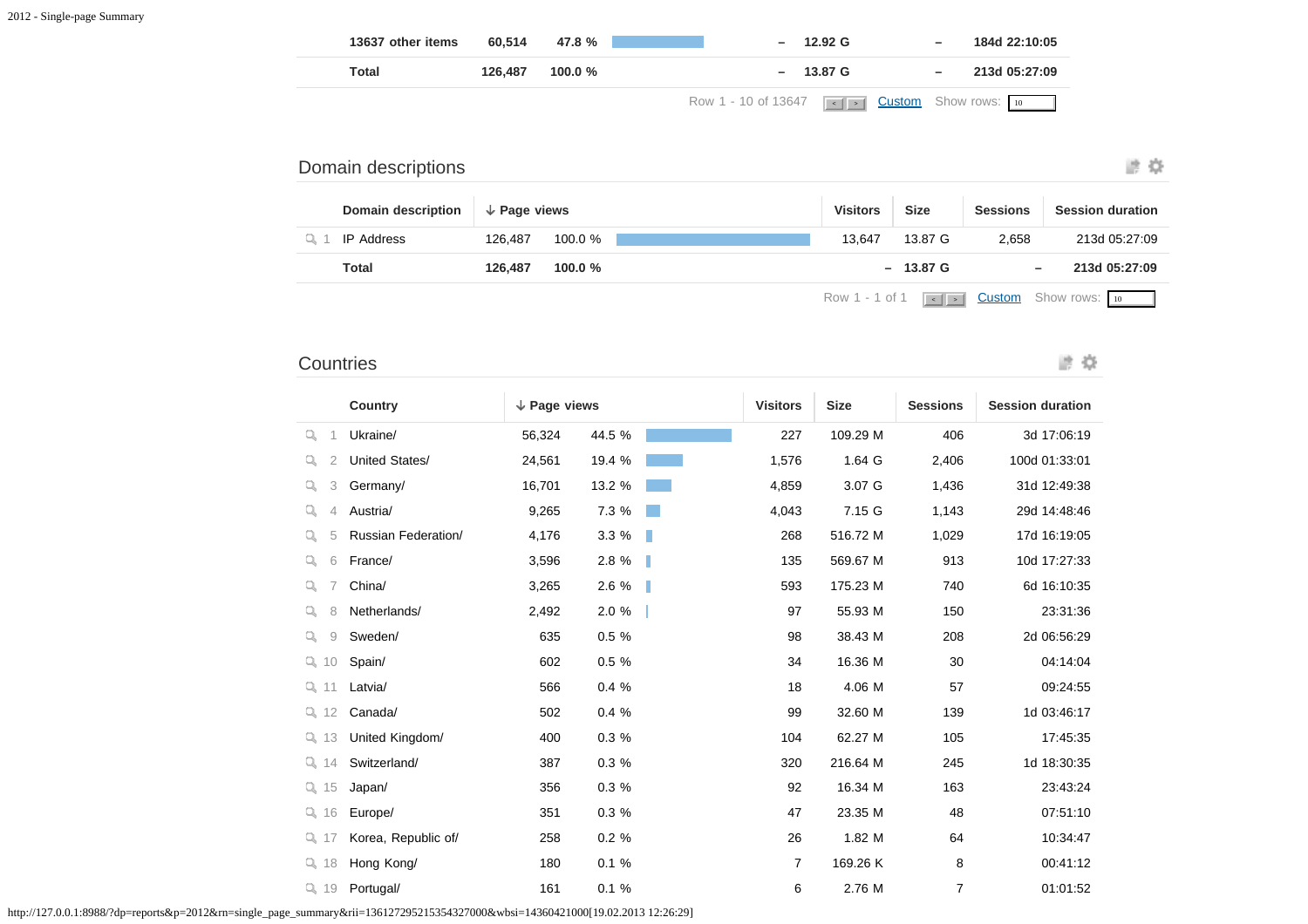| | Page views | % | | Visitors | Size | Sessions | Session duration |
|---|---|---|---|---|---|---|---|
| 13637 other items | 60,514 | 47.8 % | | – | 12.92 G | – | 184d 22:10:05 |
| **Total** | **126,487** | **100.0 %** | | **–** | **13.87 G** | **–** | **213d 05:27:09** |

Row 1 - 10 of 13647 Custom Show rows: 10

## Domain descriptions

| | Domain description | ↓ Page views | | Visitors | Size | Sessions | Session duration |
|---|---|---|---|---|---|---|---|
| 1 | IP Address | 126,487 | 100.0 % | 13,647 | 13.87 G | 2,658 | 213d 05:27:09 |
| | **Total** | **126,487** | **100.0 %** | **–** | **13.87 G** | **–** | **213d 05:27:09** |

Row 1 - 1 of 1 Custom Show rows: 10

## Countries

| | Country | ↓ Page views | | Visitors | Size | Sessions | Session duration |
|---|---|---|---|---|---|---|---|
| 1 | Ukraine/ | 56,324 | 44.5 % | 227 | 109.29 M | 406 | 3d 17:06:19 |
| 2 | United States/ | 24,561 | 19.4 % | 1,576 | 1.64 G | 2,406 | 100d 01:33:01 |
| 3 | Germany/ | 16,701 | 13.2 % | 4,859 | 3.07 G | 1,436 | 31d 12:49:38 |
| 4 | Austria/ | 9,265 | 7.3 % | 4,043 | 7.15 G | 1,143 | 29d 14:48:46 |
| 5 | Russian Federation/ | 4,176 | 3.3 % | 268 | 516.72 M | 1,029 | 17d 16:19:05 |
| 6 | France/ | 3,596 | 2.8 % | 135 | 569.67 M | 913 | 10d 17:27:33 |
| 7 | China/ | 3,265 | 2.6 % | 593 | 175.23 M | 740 | 6d 16:10:35 |
| 8 | Netherlands/ | 2,492 | 2.0 % | 97 | 55.93 M | 150 | 23:31:36 |
| 9 | Sweden/ | 635 | 0.5 % | 98 | 38.43 M | 208 | 2d 06:56:29 |
| 10 | Spain/ | 602 | 0.5 % | 34 | 16.36 M | 30 | 04:14:04 |
| 11 | Latvia/ | 566 | 0.4 % | 18 | 4.06 M | 57 | 09:24:55 |
| 12 | Canada/ | 502 | 0.4 % | 99 | 32.60 M | 139 | 1d 03:46:17 |
| 13 | United Kingdom/ | 400 | 0.3 % | 104 | 62.27 M | 105 | 17:45:35 |
| 14 | Switzerland/ | 387 | 0.3 % | 320 | 216.64 M | 245 | 1d 18:30:35 |
| 15 | Japan/ | 356 | 0.3 % | 92 | 16.34 M | 163 | 23:43:24 |
| 16 | Europe/ | 351 | 0.3 % | 47 | 23.35 M | 48 | 07:51:10 |
| 17 | Korea, Republic of/ | 258 | 0.2 % | 26 | 1.82 M | 64 | 10:34:47 |
| 18 | Hong Kong/ | 180 | 0.1 % | 7 | 169.26 K | 8 | 00:41:12 |
| 19 | Portugal/ | 161 | 0.1 % | 6 | 2.76 M | 7 | 01:01:52 |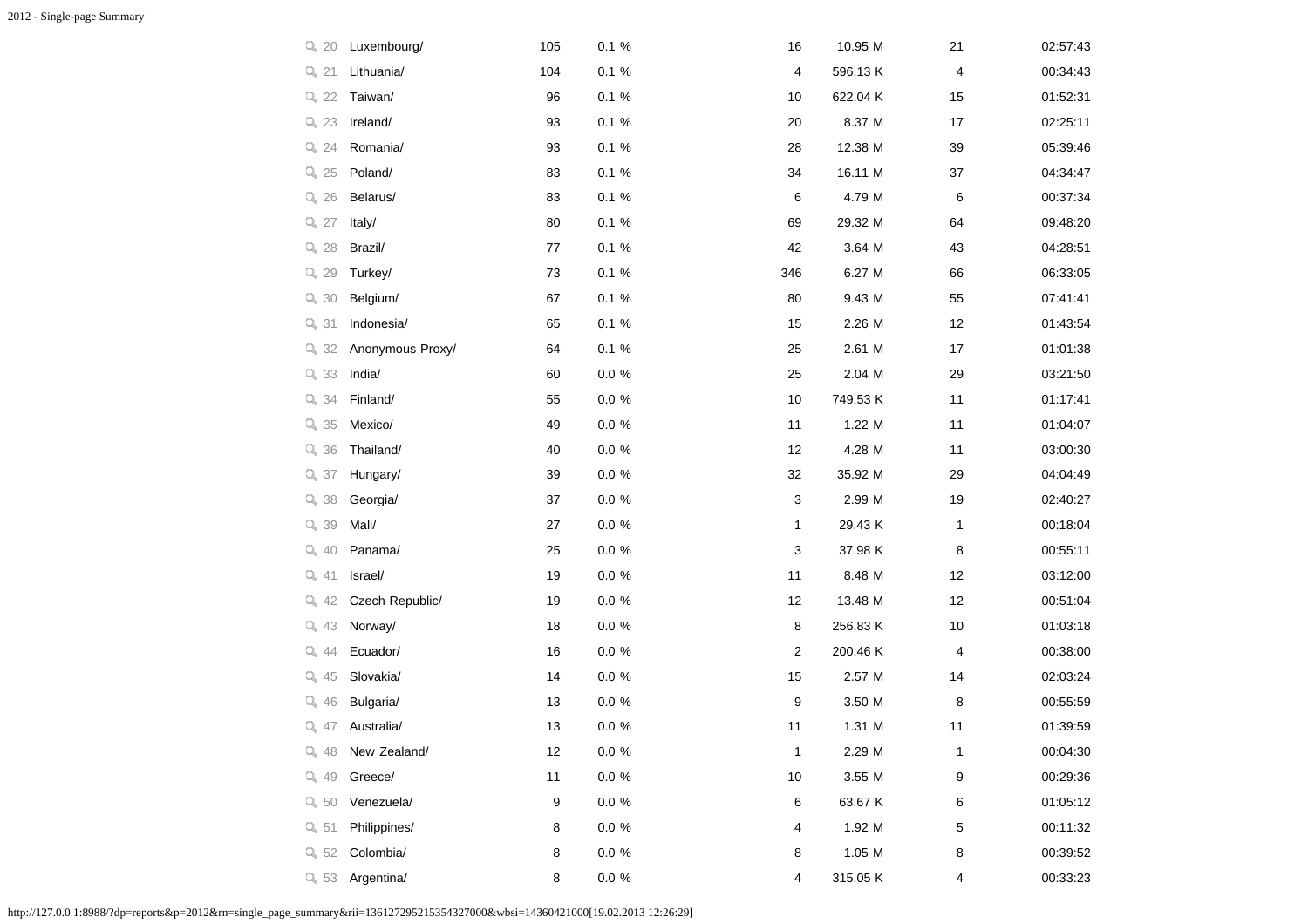| | | | | | | | |
|---|---|---|---|---|---|---|---|
| 20 | Luxembourg/ | 105 | 0.1 % | 16 | 10.95 M | 21 | 02:57:43 |
| 21 | Lithuania/ | 104 | 0.1 % | 4 | 596.13 K | 4 | 00:34:43 |
| 22 | Taiwan/ | 96 | 0.1 % | 10 | 622.04 K | 15 | 01:52:31 |
| 23 | Ireland/ | 93 | 0.1 % | 20 | 8.37 M | 17 | 02:25:11 |
| 24 | Romania/ | 93 | 0.1 % | 28 | 12.38 M | 39 | 05:39:46 |
| 25 | Poland/ | 83 | 0.1 % | 34 | 16.11 M | 37 | 04:34:47 |
| 26 | Belarus/ | 83 | 0.1 % | 6 | 4.79 M | 6 | 00:37:34 |
| 27 | Italy/ | 80 | 0.1 % | 69 | 29.32 M | 64 | 09:48:20 |
| 28 | Brazil/ | 77 | 0.1 % | 42 | 3.64 M | 43 | 04:28:51 |
| 29 | Turkey/ | 73 | 0.1 % | 346 | 6.27 M | 66 | 06:33:05 |
| 30 | Belgium/ | 67 | 0.1 % | 80 | 9.43 M | 55 | 07:41:41 |
| 31 | Indonesia/ | 65 | 0.1 % | 15 | 2.26 M | 12 | 01:43:54 |
| 32 | Anonymous Proxy/ | 64 | 0.1 % | 25 | 2.61 M | 17 | 01:01:38 |
| 33 | India/ | 60 | 0.0 % | 25 | 2.04 M | 29 | 03:21:50 |
| 34 | Finland/ | 55 | 0.0 % | 10 | 749.53 K | 11 | 01:17:41 |
| 35 | Mexico/ | 49 | 0.0 % | 11 | 1.22 M | 11 | 01:04:07 |
| 36 | Thailand/ | 40 | 0.0 % | 12 | 4.28 M | 11 | 03:00:30 |
| 37 | Hungary/ | 39 | 0.0 % | 32 | 35.92 M | 29 | 04:04:49 |
| 38 | Georgia/ | 37 | 0.0 % | 3 | 2.99 M | 19 | 02:40:27 |
| 39 | Mali/ | 27 | 0.0 % | 1 | 29.43 K | 1 | 00:18:04 |
| 40 | Panama/ | 25 | 0.0 % | 3 | 37.98 K | 8 | 00:55:11 |
| 41 | Israel/ | 19 | 0.0 % | 11 | 8.48 M | 12 | 03:12:00 |
| 42 | Czech Republic/ | 19 | 0.0 % | 12 | 13.48 M | 12 | 00:51:04 |
| 43 | Norway/ | 18 | 0.0 % | 8 | 256.83 K | 10 | 01:03:18 |
| 44 | Ecuador/ | 16 | 0.0 % | 2 | 200.46 K | 4 | 00:38:00 |
| 45 | Slovakia/ | 14 | 0.0 % | 15 | 2.57 M | 14 | 02:03:24 |
| 46 | Bulgaria/ | 13 | 0.0 % | 9 | 3.50 M | 8 | 00:55:59 |
| 47 | Australia/ | 13 | 0.0 % | 11 | 1.31 M | 11 | 01:39:59 |
| 48 | New Zealand/ | 12 | 0.0 % | 1 | 2.29 M | 1 | 00:04:30 |
| 49 | Greece/ | 11 | 0.0 % | 10 | 3.55 M | 9 | 00:29:36 |
| 50 | Venezuela/ | 9 | 0.0 % | 6 | 63.67 K | 6 | 01:05:12 |
| 51 | Philippines/ | 8 | 0.0 % | 4 | 1.92 M | 5 | 00:11:32 |
| 52 | Colombia/ | 8 | 0.0 % | 8 | 1.05 M | 8 | 00:39:52 |
| 53 | Argentina/ | 8 | 0.0 % | 4 | 315.05 K | 4 | 00:33:23 |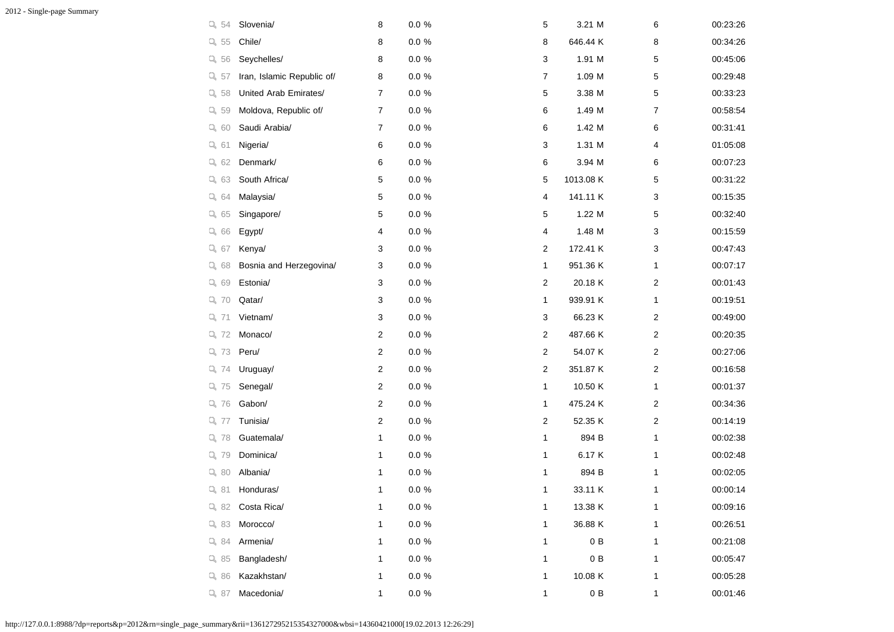| | | | | | | | |
|---|---|---|---|---|---|---|---|
| 54 | Slovenia/ | 8 | 0.0 % | 5 | 3.21 M | 6 | 00:23:26 |
| 55 | Chile/ | 8 | 0.0 % | 8 | 646.44 K | 8 | 00:34:26 |
| 56 | Seychelles/ | 8 | 0.0 % | 3 | 1.91 M | 5 | 00:45:06 |
| 57 | Iran, Islamic Republic of/ | 8 | 0.0 % | 7 | 1.09 M | 5 | 00:29:48 |
| 58 | United Arab Emirates/ | 7 | 0.0 % | 5 | 3.38 M | 5 | 00:33:23 |
| 59 | Moldova, Republic of/ | 7 | 0.0 % | 6 | 1.49 M | 7 | 00:58:54 |
| 60 | Saudi Arabia/ | 7 | 0.0 % | 6 | 1.42 M | 6 | 00:31:41 |
| 61 | Nigeria/ | 6 | 0.0 % | 3 | 1.31 M | 4 | 01:05:08 |
| 62 | Denmark/ | 6 | 0.0 % | 6 | 3.94 M | 6 | 00:07:23 |
| 63 | South Africa/ | 5 | 0.0 % | 5 | 1013.08 K | 5 | 00:31:22 |
| 64 | Malaysia/ | 5 | 0.0 % | 4 | 141.11 K | 3 | 00:15:35 |
| 65 | Singapore/ | 5 | 0.0 % | 5 | 1.22 M | 5 | 00:32:40 |
| 66 | Egypt/ | 4 | 0.0 % | 4 | 1.48 M | 3 | 00:15:59 |
| 67 | Kenya/ | 3 | 0.0 % | 2 | 172.41 K | 3 | 00:47:43 |
| 68 | Bosnia and Herzegovina/ | 3 | 0.0 % | 1 | 951.36 K | 1 | 00:07:17 |
| 69 | Estonia/ | 3 | 0.0 % | 2 | 20.18 K | 2 | 00:01:43 |
| 70 | Qatar/ | 3 | 0.0 % | 1 | 939.91 K | 1 | 00:19:51 |
| 71 | Vietnam/ | 3 | 0.0 % | 3 | 66.23 K | 2 | 00:49:00 |
| 72 | Monaco/ | 2 | 0.0 % | 2 | 487.66 K | 2 | 00:20:35 |
| 73 | Peru/ | 2 | 0.0 % | 2 | 54.07 K | 2 | 00:27:06 |
| 74 | Uruguay/ | 2 | 0.0 % | 2 | 351.87 K | 2 | 00:16:58 |
| 75 | Senegal/ | 2 | 0.0 % | 1 | 10.50 K | 1 | 00:01:37 |
| 76 | Gabon/ | 2 | 0.0 % | 1 | 475.24 K | 2 | 00:34:36 |
| 77 | Tunisia/ | 2 | 0.0 % | 2 | 52.35 K | 2 | 00:14:19 |
| 78 | Guatemala/ | 1 | 0.0 % | 1 | 894 B | 1 | 00:02:38 |
| 79 | Dominica/ | 1 | 0.0 % | 1 | 6.17 K | 1 | 00:02:48 |
| 80 | Albania/ | 1 | 0.0 % | 1 | 894 B | 1 | 00:02:05 |
| 81 | Honduras/ | 1 | 0.0 % | 1 | 33.11 K | 1 | 00:00:14 |
| 82 | Costa Rica/ | 1 | 0.0 % | 1 | 13.38 K | 1 | 00:09:16 |
| 83 | Morocco/ | 1 | 0.0 % | 1 | 36.88 K | 1 | 00:26:51 |
| 84 | Armenia/ | 1 | 0.0 % | 1 | 0 B | 1 | 00:21:08 |
| 85 | Bangladesh/ | 1 | 0.0 % | 1 | 0 B | 1 | 00:05:47 |
| 86 | Kazakhstan/ | 1 | 0.0 % | 1 | 10.08 K | 1 | 00:05:28 |
| 87 | Macedonia/ | 1 | 0.0 % | 1 | 0 B | 1 | 00:01:46 |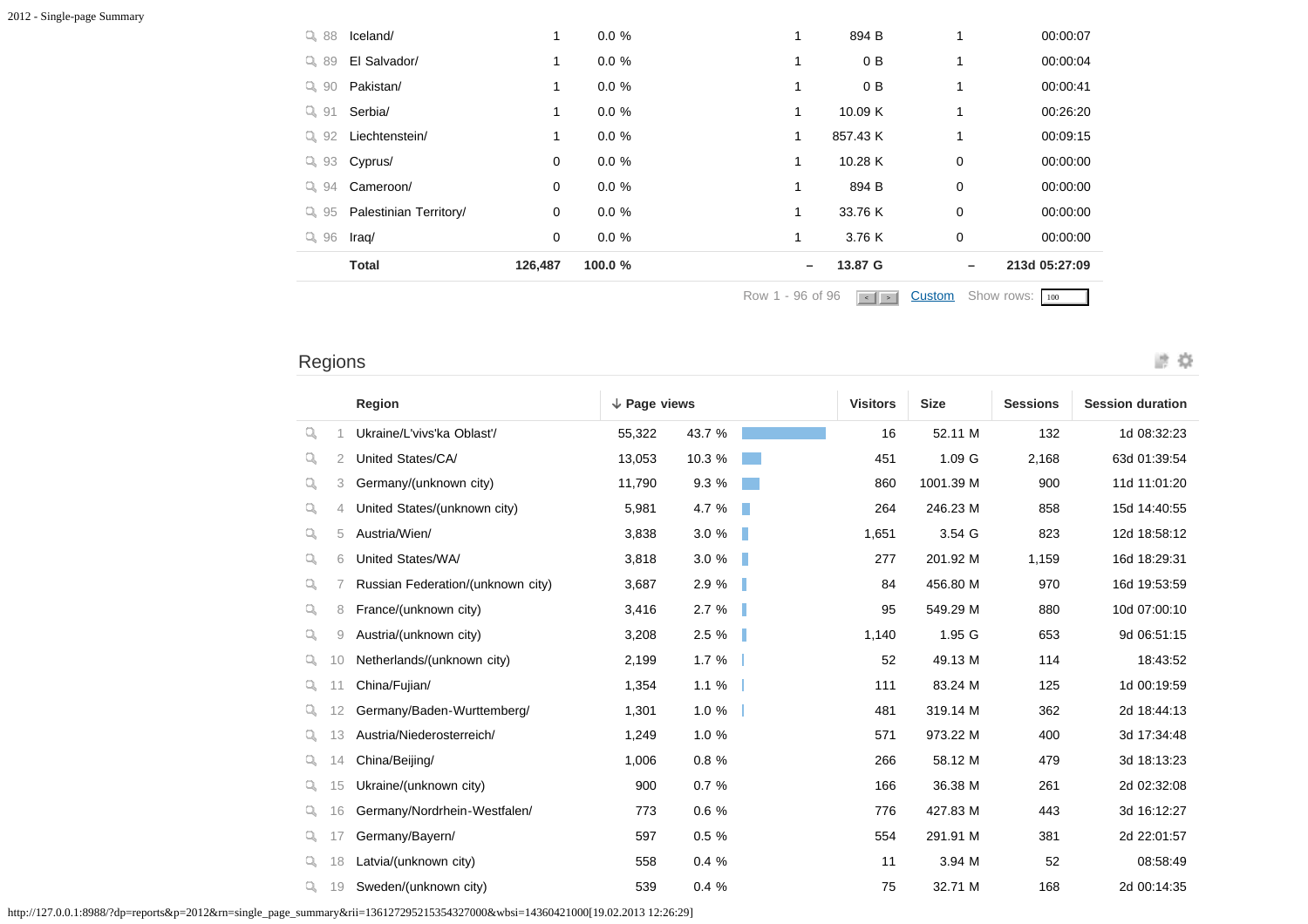| | | | | | | | |
|---|---|---|---|---|---|---|---|
| 88 | Iceland/ | 1 | 0.0 % | 1 | 894 B | 1 | 00:00:07 |
| 89 | El Salvador/ | 1 | 0.0 % | 1 | 0 B | 1 | 00:00:04 |
| 90 | Pakistan/ | 1 | 0.0 % | 1 | 0 B | 1 | 00:00:41 |
| 91 | Serbia/ | 1 | 0.0 % | 1 | 10.09 K | 1 | 00:26:20 |
| 92 | Liechtenstein/ | 1 | 0.0 % | 1 | 857.43 K | 1 | 00:09:15 |
| 93 | Cyprus/ | 0 | 0.0 % | 1 | 10.28 K | 0 | 00:00:00 |
| 94 | Cameroon/ | 0 | 0.0 % | 1 | 894 B | 0 | 00:00:00 |
| 95 | Palestinian Territory/ | 0 | 0.0 % | 1 | 33.76 K | 0 | 00:00:00 |
| 96 | Iraq/ | 0 | 0.0 % | 1 | 3.76 K | 0 | 00:00:00 |
| | **Total** | **126,487** | **100.0 %** | **–** | **13.87 G** | **–** | **213d 05:27:09** |

Row 1 - 96 of 96 Custom Show rows: 100

## Regions

| | Region | ↓ Page views | | Visitors | Size | Sessions | Session duration |
|---|---|---|---|---|---|---|---|
| 1 | Ukraine/L'vivs'ka Oblast'/ | 55,322 | 43.7 % | 16 | 52.11 M | 132 | 1d 08:32:23 |
| 2 | United States/CA/ | 13,053 | 10.3 % | 451 | 1.09 G | 2,168 | 63d 01:39:54 |
| 3 | Germany/(unknown city) | 11,790 | 9.3 % | 860 | 1001.39 M | 900 | 11d 11:01:20 |
| 4 | United States/(unknown city) | 5,981 | 4.7 % | 264 | 246.23 M | 858 | 15d 14:40:55 |
| 5 | Austria/Wien/ | 3,838 | 3.0 % | 1,651 | 3.54 G | 823 | 12d 18:58:12 |
| 6 | United States/WA/ | 3,818 | 3.0 % | 277 | 201.92 M | 1,159 | 16d 18:29:31 |
| 7 | Russian Federation/(unknown city) | 3,687 | 2.9 % | 84 | 456.80 M | 970 | 16d 19:53:59 |
| 8 | France/(unknown city) | 3,416 | 2.7 % | 95 | 549.29 M | 880 | 10d 07:00:10 |
| 9 | Austria/(unknown city) | 3,208 | 2.5 % | 1,140 | 1.95 G | 653 | 9d 06:51:15 |
| 10 | Netherlands/(unknown city) | 2,199 | 1.7 % | 52 | 49.13 M | 114 | 18:43:52 |
| 11 | China/Fujian/ | 1,354 | 1.1 % | 111 | 83.24 M | 125 | 1d 00:19:59 |
| 12 | Germany/Baden-Wurttemberg/ | 1,301 | 1.0 % | 481 | 319.14 M | 362 | 2d 18:44:13 |
| 13 | Austria/Niederosterreich/ | 1,249 | 1.0 % | 571 | 973.22 M | 400 | 3d 17:34:48 |
| 14 | China/Beijing/ | 1,006 | 0.8 % | 266 | 58.12 M | 479 | 3d 18:13:23 |
| 15 | Ukraine/(unknown city) | 900 | 0.7 % | 166 | 36.38 M | 261 | 2d 02:32:08 |
| 16 | Germany/Nordrhein-Westfalen/ | 773 | 0.6 % | 776 | 427.83 M | 443 | 3d 16:12:27 |
| 17 | Germany/Bayern/ | 597 | 0.5 % | 554 | 291.91 M | 381 | 2d 22:01:57 |
| 18 | Latvia/(unknown city) | 558 | 0.4 % | 11 | 3.94 M | 52 | 08:58:49 |
| 19 | Sweden/(unknown city) | 539 | 0.4 % | 75 | 32.71 M | 168 | 2d 00:14:35 |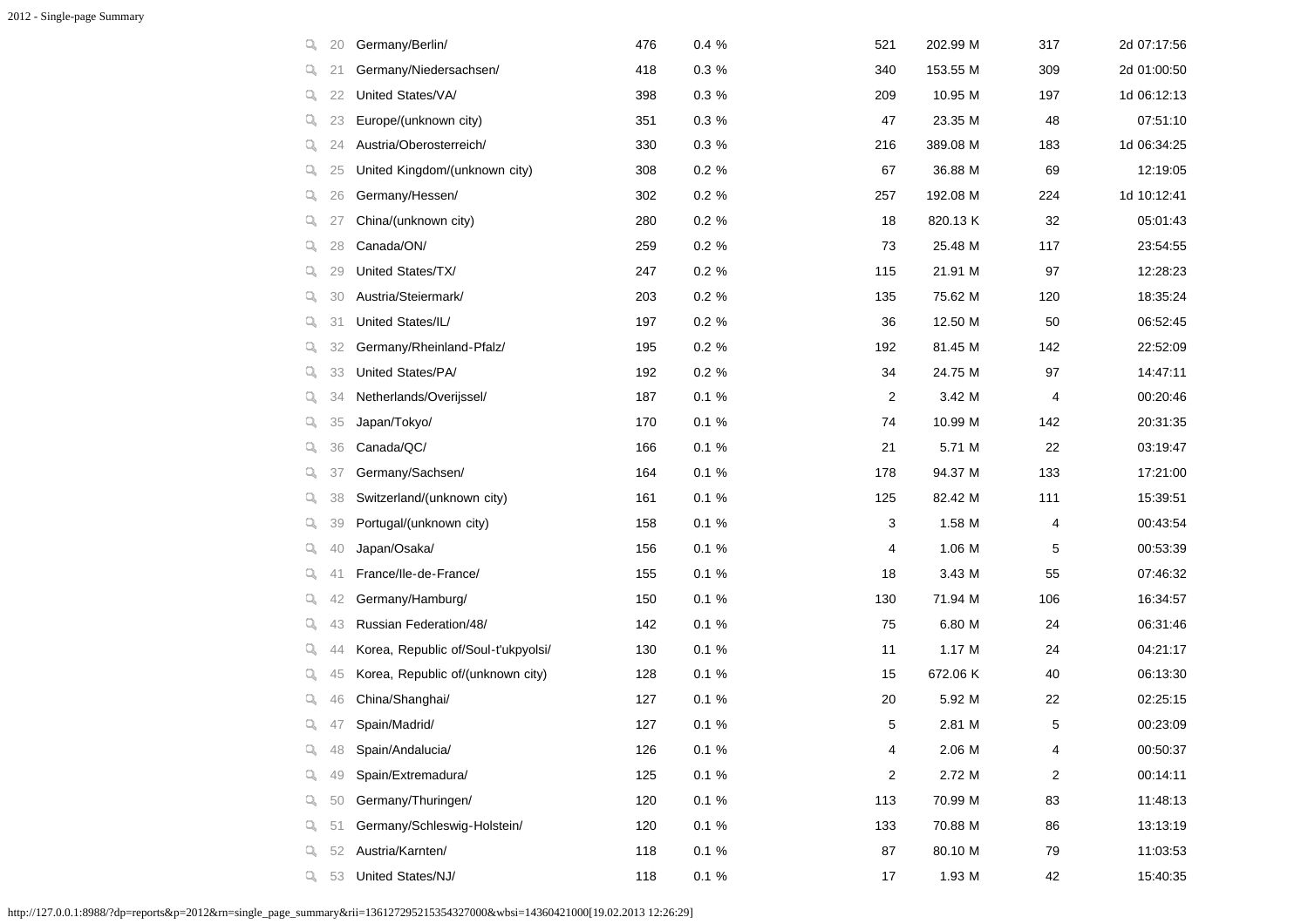| | # | Location | | | | | | |
|---|---|---|---|---|---|---|---|---|
| | 20 | Germany/Berlin/ | 476 | 0.4 % | 521 | 202.99 M | 317 | 2d 07:17:56 |
| | 21 | Germany/Niedersachsen/ | 418 | 0.3 % | 340 | 153.55 M | 309 | 2d 01:00:50 |
| | 22 | United States/VA/ | 398 | 0.3 % | 209 | 10.95 M | 197 | 1d 06:12:13 |
| | 23 | Europe/(unknown city) | 351 | 0.3 % | 47 | 23.35 M | 48 | 07:51:10 |
| | 24 | Austria/Oberosterreich/ | 330 | 0.3 % | 216 | 389.08 M | 183 | 1d 06:34:25 |
| | 25 | United Kingdom/(unknown city) | 308 | 0.2 % | 67 | 36.88 M | 69 | 12:19:05 |
| | 26 | Germany/Hessen/ | 302 | 0.2 % | 257 | 192.08 M | 224 | 1d 10:12:41 |
| | 27 | China/(unknown city) | 280 | 0.2 % | 18 | 820.13 K | 32 | 05:01:43 |
| | 28 | Canada/ON/ | 259 | 0.2 % | 73 | 25.48 M | 117 | 23:54:55 |
| | 29 | United States/TX/ | 247 | 0.2 % | 115 | 21.91 M | 97 | 12:28:23 |
| | 30 | Austria/Steiermark/ | 203 | 0.2 % | 135 | 75.62 M | 120 | 18:35:24 |
| | 31 | United States/IL/ | 197 | 0.2 % | 36 | 12.50 M | 50 | 06:52:45 |
| | 32 | Germany/Rheinland-Pfalz/ | 195 | 0.2 % | 192 | 81.45 M | 142 | 22:52:09 |
| | 33 | United States/PA/ | 192 | 0.2 % | 34 | 24.75 M | 97 | 14:47:11 |
| | 34 | Netherlands/Overijssel/ | 187 | 0.1 % | 2 | 3.42 M | 4 | 00:20:46 |
| | 35 | Japan/Tokyo/ | 170 | 0.1 % | 74 | 10.99 M | 142 | 20:31:35 |
| | 36 | Canada/QC/ | 166 | 0.1 % | 21 | 5.71 M | 22 | 03:19:47 |
| | 37 | Germany/Sachsen/ | 164 | 0.1 % | 178 | 94.37 M | 133 | 17:21:00 |
| | 38 | Switzerland/(unknown city) | 161 | 0.1 % | 125 | 82.42 M | 111 | 15:39:51 |
| | 39 | Portugal/(unknown city) | 158 | 0.1 % | 3 | 1.58 M | 4 | 00:43:54 |
| | 40 | Japan/Osaka/ | 156 | 0.1 % | 4 | 1.06 M | 5 | 00:53:39 |
| | 41 | France/Ile-de-France/ | 155 | 0.1 % | 18 | 3.43 M | 55 | 07:46:32 |
| | 42 | Germany/Hamburg/ | 150 | 0.1 % | 130 | 71.94 M | 106 | 16:34:57 |
| | 43 | Russian Federation/48/ | 142 | 0.1 % | 75 | 6.80 M | 24 | 06:31:46 |
| | 44 | Korea, Republic of/Soul-t'ukpyolsi/ | 130 | 0.1 % | 11 | 1.17 M | 24 | 04:21:17 |
| | 45 | Korea, Republic of/(unknown city) | 128 | 0.1 % | 15 | 672.06 K | 40 | 06:13:30 |
| | 46 | China/Shanghai/ | 127 | 0.1 % | 20 | 5.92 M | 22 | 02:25:15 |
| | 47 | Spain/Madrid/ | 127 | 0.1 % | 5 | 2.81 M | 5 | 00:23:09 |
| | 48 | Spain/Andalucia/ | 126 | 0.1 % | 4 | 2.06 M | 4 | 00:50:37 |
| | 49 | Spain/Extremadura/ | 125 | 0.1 % | 2 | 2.72 M | 2 | 00:14:11 |
| | 50 | Germany/Thuringen/ | 120 | 0.1 % | 113 | 70.99 M | 83 | 11:48:13 |
| | 51 | Germany/Schleswig-Holstein/ | 120 | 0.1 % | 133 | 70.88 M | 86 | 13:13:19 |
| | 52 | Austria/Karnten/ | 118 | 0.1 % | 87 | 80.10 M | 79 | 11:03:53 |
| | 53 | United States/NJ/ | 118 | 0.1 % | 17 | 1.93 M | 42 | 15:40:35 |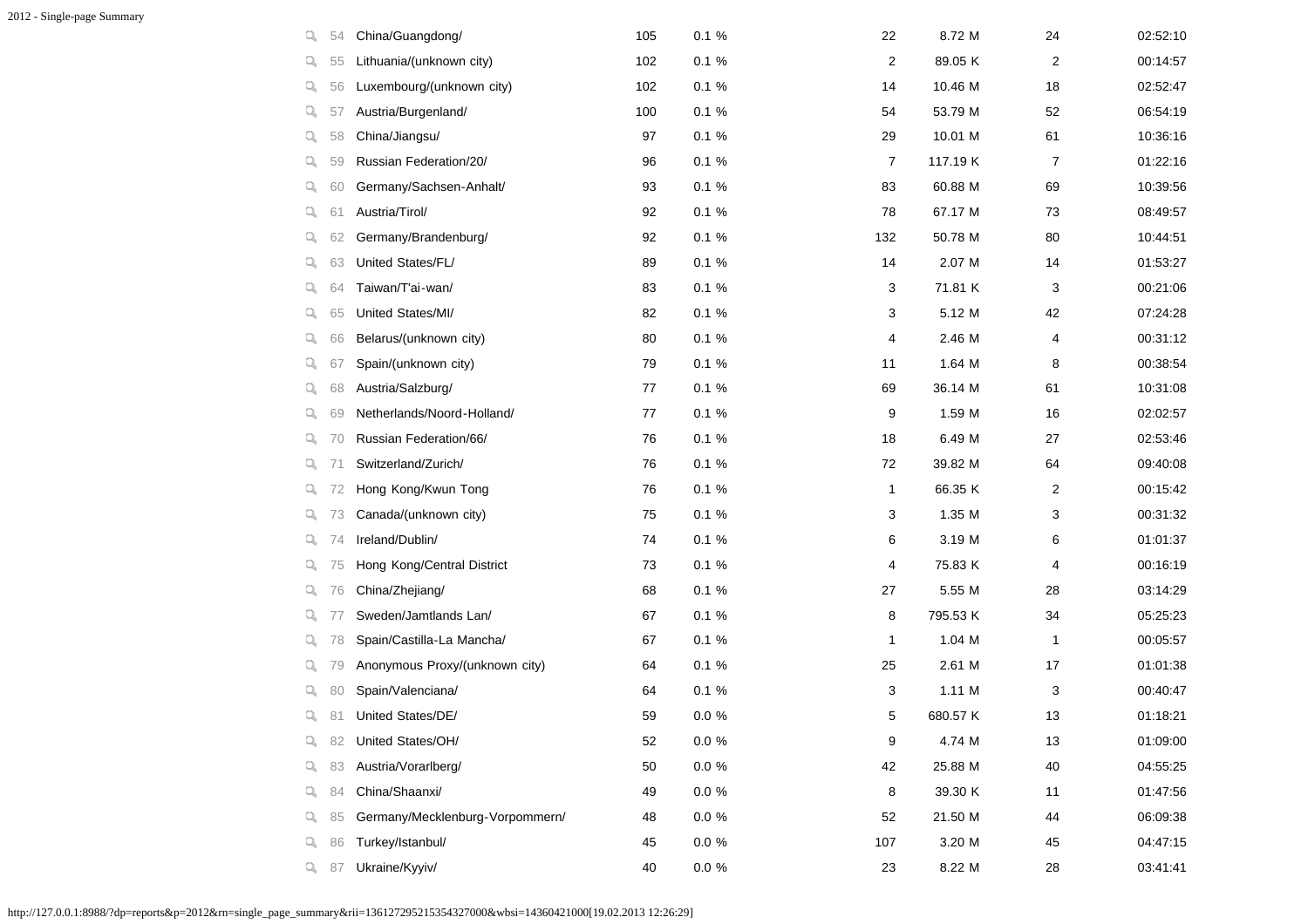|  | # | Location | Hits | % | Visits | Bytes | Visitors | Duration |
|---|---|---|---|---|---|---|---|---|
|  | 54 | China/Guangdong/ | 105 | 0.1 % | 22 | 8.72 M | 24 | 02:52:10 |
|  | 55 | Lithuania/(unknown city) | 102 | 0.1 % | 2 | 89.05 K | 2 | 00:14:57 |
|  | 56 | Luxembourg/(unknown city) | 102 | 0.1 % | 14 | 10.46 M | 18 | 02:52:47 |
|  | 57 | Austria/Burgenland/ | 100 | 0.1 % | 54 | 53.79 M | 52 | 06:54:19 |
|  | 58 | China/Jiangsu/ | 97 | 0.1 % | 29 | 10.01 M | 61 | 10:36:16 |
|  | 59 | Russian Federation/20/ | 96 | 0.1 % | 7 | 117.19 K | 7 | 01:22:16 |
|  | 60 | Germany/Sachsen-Anhalt/ | 93 | 0.1 % | 83 | 60.88 M | 69 | 10:39:56 |
|  | 61 | Austria/Tirol/ | 92 | 0.1 % | 78 | 67.17 M | 73 | 08:49:57 |
|  | 62 | Germany/Brandenburg/ | 92 | 0.1 % | 132 | 50.78 M | 80 | 10:44:51 |
|  | 63 | United States/FL/ | 89 | 0.1 % | 14 | 2.07 M | 14 | 01:53:27 |
|  | 64 | Taiwan/T'ai-wan/ | 83 | 0.1 % | 3 | 71.81 K | 3 | 00:21:06 |
|  | 65 | United States/MI/ | 82 | 0.1 % | 3 | 5.12 M | 42 | 07:24:28 |
|  | 66 | Belarus/(unknown city) | 80 | 0.1 % | 4 | 2.46 M | 4 | 00:31:12 |
|  | 67 | Spain/(unknown city) | 79 | 0.1 % | 11 | 1.64 M | 8 | 00:38:54 |
|  | 68 | Austria/Salzburg/ | 77 | 0.1 % | 69 | 36.14 M | 61 | 10:31:08 |
|  | 69 | Netherlands/Noord-Holland/ | 77 | 0.1 % | 9 | 1.59 M | 16 | 02:02:57 |
|  | 70 | Russian Federation/66/ | 76 | 0.1 % | 18 | 6.49 M | 27 | 02:53:46 |
|  | 71 | Switzerland/Zurich/ | 76 | 0.1 % | 72 | 39.82 M | 64 | 09:40:08 |
|  | 72 | Hong Kong/Kwun Tong | 76 | 0.1 % | 1 | 66.35 K | 2 | 00:15:42 |
|  | 73 | Canada/(unknown city) | 75 | 0.1 % | 3 | 1.35 M | 3 | 00:31:32 |
|  | 74 | Ireland/Dublin/ | 74 | 0.1 % | 6 | 3.19 M | 6 | 01:01:37 |
|  | 75 | Hong Kong/Central District | 73 | 0.1 % | 4 | 75.83 K | 4 | 00:16:19 |
|  | 76 | China/Zhejiang/ | 68 | 0.1 % | 27 | 5.55 M | 28 | 03:14:29 |
|  | 77 | Sweden/Jamtlands Lan/ | 67 | 0.1 % | 8 | 795.53 K | 34 | 05:25:23 |
|  | 78 | Spain/Castilla-La Mancha/ | 67 | 0.1 % | 1 | 1.04 M | 1 | 00:05:57 |
|  | 79 | Anonymous Proxy/(unknown city) | 64 | 0.1 % | 25 | 2.61 M | 17 | 01:01:38 |
|  | 80 | Spain/Valenciana/ | 64 | 0.1 % | 3 | 1.11 M | 3 | 00:40:47 |
|  | 81 | United States/DE/ | 59 | 0.0 % | 5 | 680.57 K | 13 | 01:18:21 |
|  | 82 | United States/OH/ | 52 | 0.0 % | 9 | 4.74 M | 13 | 01:09:00 |
|  | 83 | Austria/Vorarlberg/ | 50 | 0.0 % | 42 | 25.88 M | 40 | 04:55:25 |
|  | 84 | China/Shaanxi/ | 49 | 0.0 % | 8 | 39.30 K | 11 | 01:47:56 |
|  | 85 | Germany/Mecklenburg-Vorpommern/ | 48 | 0.0 % | 52 | 21.50 M | 44 | 06:09:38 |
|  | 86 | Turkey/Istanbul/ | 45 | 0.0 % | 107 | 3.20 M | 45 | 04:47:15 |
|  | 87 | Ukraine/Kyyiv/ | 40 | 0.0 % | 23 | 8.22 M | 28 | 03:41:41 |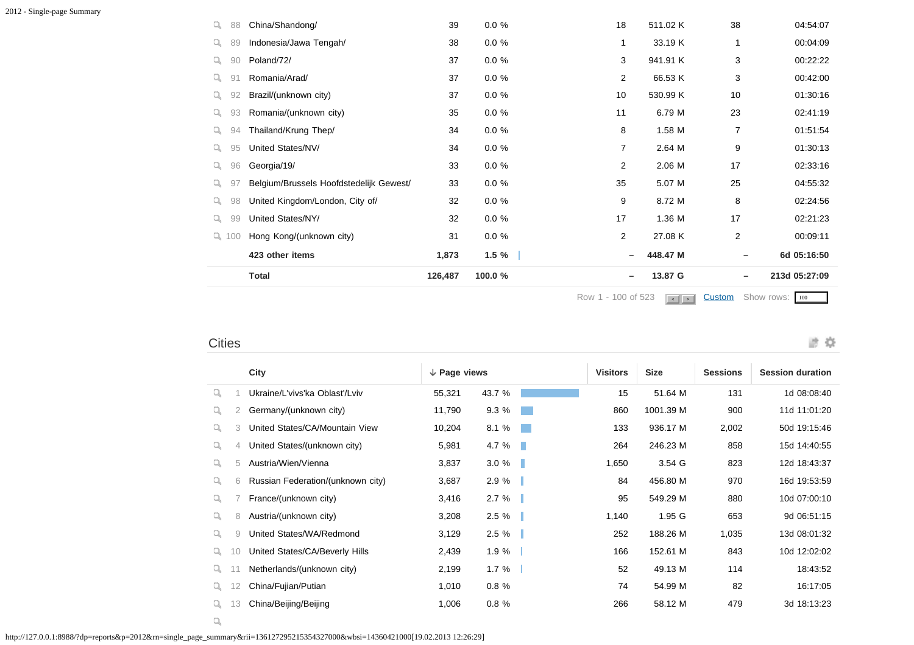| | | | | | | | |
|---|---|---|---|---|---|---|---|
| 88 | China/Shandong/ | 39 | 0.0 % | 18 | 511.02 K | 38 | 04:54:07 |
| 89 | Indonesia/Jawa Tengah/ | 38 | 0.0 % | 1 | 33.19 K | 1 | 00:04:09 |
| 90 | Poland/72/ | 37 | 0.0 % | 3 | 941.91 K | 3 | 00:22:22 |
| 91 | Romania/Arad/ | 37 | 0.0 % | 2 | 66.53 K | 3 | 00:42:00 |
| 92 | Brazil/(unknown city) | 37 | 0.0 % | 10 | 530.99 K | 10 | 01:30:16 |
| 93 | Romania/(unknown city) | 35 | 0.0 % | 11 | 6.79 M | 23 | 02:41:19 |
| 94 | Thailand/Krung Thep/ | 34 | 0.0 % | 8 | 1.58 M | 7 | 01:51:54 |
| 95 | United States/NV/ | 34 | 0.0 % | 7 | 2.64 M | 9 | 01:30:13 |
| 96 | Georgia/19/ | 33 | 0.0 % | 2 | 2.06 M | 17 | 02:33:16 |
| 97 | Belgium/Brussels Hoofdstedelijk Gewest/ | 33 | 0.0 % | 35 | 5.07 M | 25 | 04:55:32 |
| 98 | United Kingdom/London, City of/ | 32 | 0.0 % | 9 | 8.72 M | 8 | 02:24:56 |
| 99 | United States/NY/ | 32 | 0.0 % | 17 | 1.36 M | 17 | 02:21:23 |
| 100 | Hong Kong/(unknown city) | 31 | 0.0 % | 2 | 27.08 K | 2 | 00:09:11 |
| | **423 other items** | **1,873** | **1.5 %** | **–** | **448.47 M** | **–** | **6d 05:16:50** |
| | **Total** | **126,487** | **100.0 %** | **–** | **13.87 G** | **–** | **213d 05:27:09** |

Row 1 - 100 of 523 Custom Show rows: 100

## Cities

| | City | ↓ Page views | | Visitors | Size | Sessions | Session duration |
|---|---|---|---|---|---|---|---|
| 1 | Ukraine/L'vivs'ka Oblast'/Lviv | 55,321 | 43.7 % | 15 | 51.64 M | 131 | 1d 08:08:40 |
| 2 | Germany/(unknown city) | 11,790 | 9.3 % | 860 | 1001.39 M | 900 | 11d 11:01:20 |
| 3 | United States/CA/Mountain View | 10,204 | 8.1 % | 133 | 936.17 M | 2,002 | 50d 19:15:46 |
| 4 | United States/(unknown city) | 5,981 | 4.7 % | 264 | 246.23 M | 858 | 15d 14:40:55 |
| 5 | Austria/Wien/Vienna | 3,837 | 3.0 % | 1,650 | 3.54 G | 823 | 12d 18:43:37 |
| 6 | Russian Federation/(unknown city) | 3,687 | 2.9 % | 84 | 456.80 M | 970 | 16d 19:53:59 |
| 7 | France/(unknown city) | 3,416 | 2.7 % | 95 | 549.29 M | 880 | 10d 07:00:10 |
| 8 | Austria/(unknown city) | 3,208 | 2.5 % | 1,140 | 1.95 G | 653 | 9d 06:51:15 |
| 9 | United States/WA/Redmond | 3,129 | 2.5 % | 252 | 188.26 M | 1,035 | 13d 08:01:32 |
| 10 | United States/CA/Beverly Hills | 2,439 | 1.9 % | 166 | 152.61 M | 843 | 10d 12:02:02 |
| 11 | Netherlands/(unknown city) | 2,199 | 1.7 % | 52 | 49.13 M | 114 | 18:43:52 |
| 12 | China/Fujian/Putian | 1,010 | 0.8 % | 74 | 54.99 M | 82 | 16:17:05 |
| 13 | China/Beijing/Beijing | 1,006 | 0.8 % | 266 | 58.12 M | 479 | 3d 18:13:23 |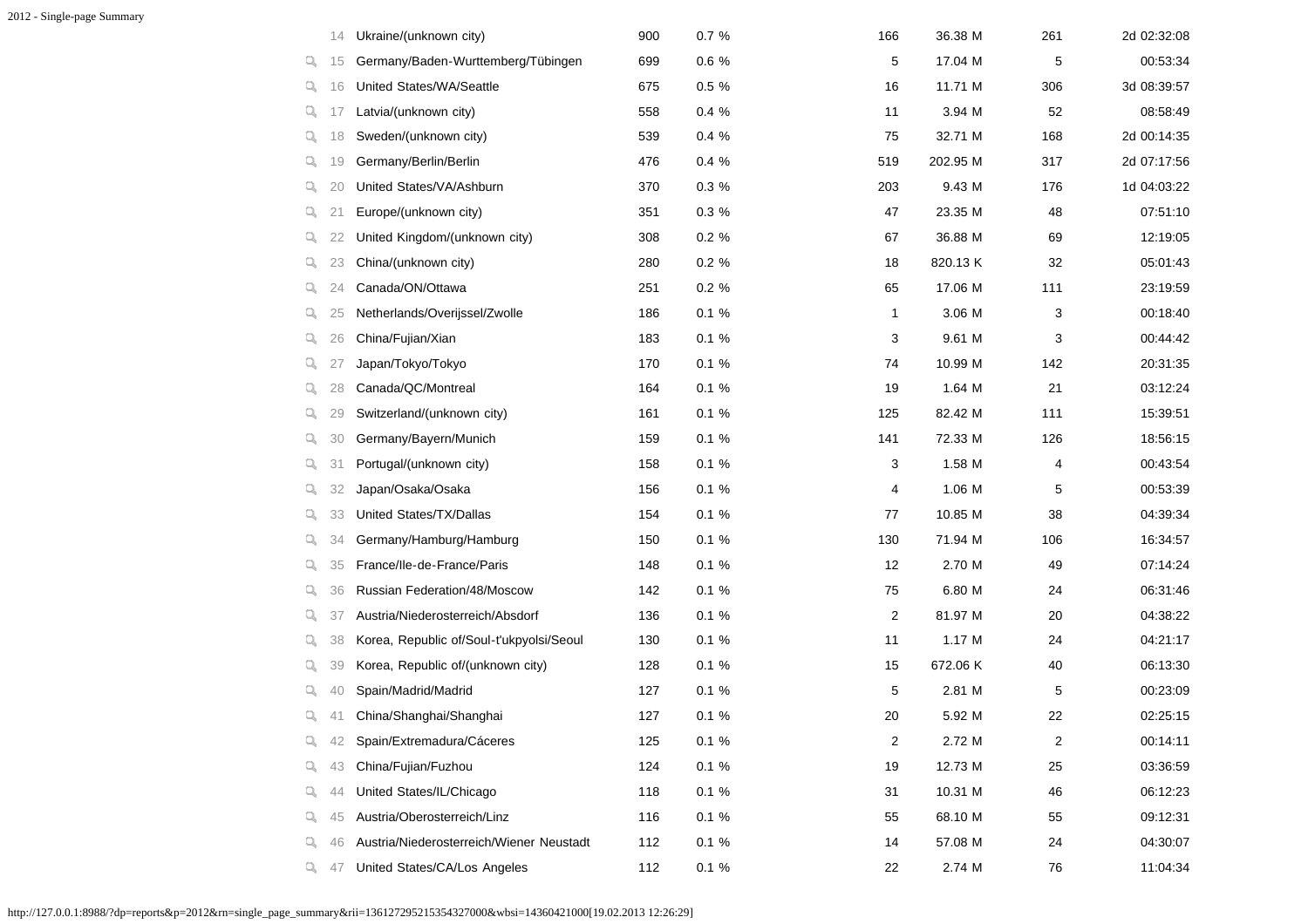| | | | | | | | | |
|---|---|---|---|---|---|---|---|---|
| 14 | Ukraine/(unknown city) | 900 | 0.7 % | | 166 | 36.38 M | 261 | 2d 02:32:08 |
| 15 | Germany/Baden-Wurttemberg/Tübingen | 699 | 0.6 % | | 5 | 17.04 M | 5 | 00:53:34 |
| 16 | United States/WA/Seattle | 675 | 0.5 % | | 16 | 11.71 M | 306 | 3d 08:39:57 |
| 17 | Latvia/(unknown city) | 558 | 0.4 % | | 11 | 3.94 M | 52 | 08:58:49 |
| 18 | Sweden/(unknown city) | 539 | 0.4 % | | 75 | 32.71 M | 168 | 2d 00:14:35 |
| 19 | Germany/Berlin/Berlin | 476 | 0.4 % | | 519 | 202.95 M | 317 | 2d 07:17:56 |
| 20 | United States/VA/Ashburn | 370 | 0.3 % | | 203 | 9.43 M | 176 | 1d 04:03:22 |
| 21 | Europe/(unknown city) | 351 | 0.3 % | | 47 | 23.35 M | 48 | 07:51:10 |
| 22 | United Kingdom/(unknown city) | 308 | 0.2 % | | 67 | 36.88 M | 69 | 12:19:05 |
| 23 | China/(unknown city) | 280 | 0.2 % | | 18 | 820.13 K | 32 | 05:01:43 |
| 24 | Canada/ON/Ottawa | 251 | 0.2 % | | 65 | 17.06 M | 111 | 23:19:59 |
| 25 | Netherlands/Overijssel/Zwolle | 186 | 0.1 % | | 1 | 3.06 M | 3 | 00:18:40 |
| 26 | China/Fujian/Xian | 183 | 0.1 % | | 3 | 9.61 M | 3 | 00:44:42 |
| 27 | Japan/Tokyo/Tokyo | 170 | 0.1 % | | 74 | 10.99 M | 142 | 20:31:35 |
| 28 | Canada/QC/Montreal | 164 | 0.1 % | | 19 | 1.64 M | 21 | 03:12:24 |
| 29 | Switzerland/(unknown city) | 161 | 0.1 % | | 125 | 82.42 M | 111 | 15:39:51 |
| 30 | Germany/Bayern/Munich | 159 | 0.1 % | | 141 | 72.33 M | 126 | 18:56:15 |
| 31 | Portugal/(unknown city) | 158 | 0.1 % | | 3 | 1.58 M | 4 | 00:43:54 |
| 32 | Japan/Osaka/Osaka | 156 | 0.1 % | | 4 | 1.06 M | 5 | 00:53:39 |
| 33 | United States/TX/Dallas | 154 | 0.1 % | | 77 | 10.85 M | 38 | 04:39:34 |
| 34 | Germany/Hamburg/Hamburg | 150 | 0.1 % | | 130 | 71.94 M | 106 | 16:34:57 |
| 35 | France/Ile-de-France/Paris | 148 | 0.1 % | | 12 | 2.70 M | 49 | 07:14:24 |
| 36 | Russian Federation/48/Moscow | 142 | 0.1 % | | 75 | 6.80 M | 24 | 06:31:46 |
| 37 | Austria/Niederosterreich/Absdorf | 136 | 0.1 % | | 2 | 81.97 M | 20 | 04:38:22 |
| 38 | Korea, Republic of/Soul-t'ukpyolsi/Seoul | 130 | 0.1 % | | 11 | 1.17 M | 24 | 04:21:17 |
| 39 | Korea, Republic of/(unknown city) | 128 | 0.1 % | | 15 | 672.06 K | 40 | 06:13:30 |
| 40 | Spain/Madrid/Madrid | 127 | 0.1 % | | 5 | 2.81 M | 5 | 00:23:09 |
| 41 | China/Shanghai/Shanghai | 127 | 0.1 % | | 20 | 5.92 M | 22 | 02:25:15 |
| 42 | Spain/Extremadura/Cáceres | 125 | 0.1 % | | 2 | 2.72 M | 2 | 00:14:11 |
| 43 | China/Fujian/Fuzhou | 124 | 0.1 % | | 19 | 12.73 M | 25 | 03:36:59 |
| 44 | United States/IL/Chicago | 118 | 0.1 % | | 31 | 10.31 M | 46 | 06:12:23 |
| 45 | Austria/Oberosterreich/Linz | 116 | 0.1 % | | 55 | 68.10 M | 55 | 09:12:31 |
| 46 | Austria/Niederosterreich/Wiener Neustadt | 112 | 0.1 % | | 14 | 57.08 M | 24 | 04:30:07 |
| 47 | United States/CA/Los Angeles | 112 | 0.1 % | | 22 | 2.74 M | 76 | 11:04:34 |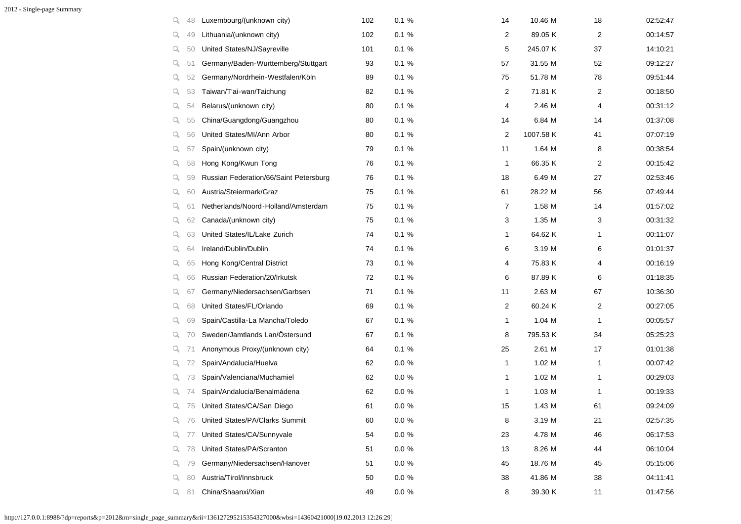| # | City | Hits | % | | Col5 | Col6 | Col7 | Col8 |
|---|---|---|---|---|---|---|---|---|
| 48 | Luxembourg/(unknown city) | 102 | 0.1 % | | 14 | 10.46 M | 18 | 02:52:47 |
| 49 | Lithuania/(unknown city) | 102 | 0.1 % | | 2 | 89.05 K | 2 | 00:14:57 |
| 50 | United States/NJ/Sayreville | 101 | 0.1 % | | 5 | 245.07 K | 37 | 14:10:21 |
| 51 | Germany/Baden-Wurttemberg/Stuttgart | 93 | 0.1 % | | 57 | 31.55 M | 52 | 09:12:27 |
| 52 | Germany/Nordrhein-Westfalen/Köln | 89 | 0.1 % | | 75 | 51.78 M | 78 | 09:51:44 |
| 53 | Taiwan/T'ai-wan/Taichung | 82 | 0.1 % | | 2 | 71.81 K | 2 | 00:18:50 |
| 54 | Belarus/(unknown city) | 80 | 0.1 % | | 4 | 2.46 M | 4 | 00:31:12 |
| 55 | China/Guangdong/Guangzhou | 80 | 0.1 % | | 14 | 6.84 M | 14 | 01:37:08 |
| 56 | United States/MI/Ann Arbor | 80 | 0.1 % | | 2 | 1007.58 K | 41 | 07:07:19 |
| 57 | Spain/(unknown city) | 79 | 0.1 % | | 11 | 1.64 M | 8 | 00:38:54 |
| 58 | Hong Kong/Kwun Tong | 76 | 0.1 % | | 1 | 66.35 K | 2 | 00:15:42 |
| 59 | Russian Federation/66/Saint Petersburg | 76 | 0.1 % | | 18 | 6.49 M | 27 | 02:53:46 |
| 60 | Austria/Steiermark/Graz | 75 | 0.1 % | | 61 | 28.22 M | 56 | 07:49:44 |
| 61 | Netherlands/Noord-Holland/Amsterdam | 75 | 0.1 % | | 7 | 1.58 M | 14 | 01:57:02 |
| 62 | Canada/(unknown city) | 75 | 0.1 % | | 3 | 1.35 M | 3 | 00:31:32 |
| 63 | United States/IL/Lake Zurich | 74 | 0.1 % | | 1 | 64.62 K | 1 | 00:11:07 |
| 64 | Ireland/Dublin/Dublin | 74 | 0.1 % | | 6 | 3.19 M | 6 | 01:01:37 |
| 65 | Hong Kong/Central District | 73 | 0.1 % | | 4 | 75.83 K | 4 | 00:16:19 |
| 66 | Russian Federation/20/Irkutsk | 72 | 0.1 % | | 6 | 87.89 K | 6 | 01:18:35 |
| 67 | Germany/Niedersachsen/Garbsen | 71 | 0.1 % | | 11 | 2.63 M | 67 | 10:36:30 |
| 68 | United States/FL/Orlando | 69 | 0.1 % | | 2 | 60.24 K | 2 | 00:27:05 |
| 69 | Spain/Castilla-La Mancha/Toledo | 67 | 0.1 % | | 1 | 1.04 M | 1 | 00:05:57 |
| 70 | Sweden/Jamtlands Lan/Östersund | 67 | 0.1 % | | 8 | 795.53 K | 34 | 05:25:23 |
| 71 | Anonymous Proxy/(unknown city) | 64 | 0.1 % | | 25 | 2.61 M | 17 | 01:01:38 |
| 72 | Spain/Andalucia/Huelva | 62 | 0.0 % | | 1 | 1.02 M | 1 | 00:07:42 |
| 73 | Spain/Valenciana/Muchamiel | 62 | 0.0 % | | 1 | 1.02 M | 1 | 00:29:03 |
| 74 | Spain/Andalucia/Benalmádena | 62 | 0.0 % | | 1 | 1.03 M | 1 | 00:19:33 |
| 75 | United States/CA/San Diego | 61 | 0.0 % | | 15 | 1.43 M | 61 | 09:24:09 |
| 76 | United States/PA/Clarks Summit | 60 | 0.0 % | | 8 | 3.19 M | 21 | 02:57:35 |
| 77 | United States/CA/Sunnyvale | 54 | 0.0 % | | 23 | 4.78 M | 46 | 06:17:53 |
| 78 | United States/PA/Scranton | 51 | 0.0 % | | 13 | 8.26 M | 44 | 06:10:04 |
| 79 | Germany/Niedersachsen/Hanover | 51 | 0.0 % | | 45 | 18.76 M | 45 | 05:15:06 |
| 80 | Austria/Tirol/Innsbruck | 50 | 0.0 % | | 38 | 41.86 M | 38 | 04:11:41 |
| 81 | China/Shaanxi/Xian | 49 | 0.0 % | | 8 | 39.30 K | 11 | 01:47:56 |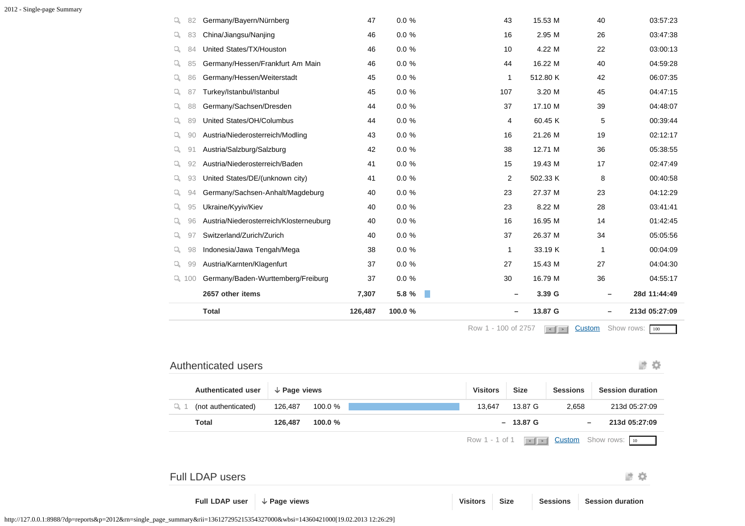| # | Location | Page views | % | Visitors | Size | Sessions | Session duration |
|---|---|---|---|---|---|---|---|
| 82 | Germany/Bayern/Nürnberg | 47 | 0.0 % | 43 | 15.53 M | 40 | 03:57:23 |
| 83 | China/Jiangsu/Nanjing | 46 | 0.0 % | 16 | 2.95 M | 26 | 03:47:38 |
| 84 | United States/TX/Houston | 46 | 0.0 % | 10 | 4.22 M | 22 | 03:00:13 |
| 85 | Germany/Hessen/Frankfurt Am Main | 46 | 0.0 % | 44 | 16.22 M | 40 | 04:59:28 |
| 86 | Germany/Hessen/Weiterstadt | 45 | 0.0 % | 1 | 512.80 K | 42 | 06:07:35 |
| 87 | Turkey/Istanbul/Istanbul | 45 | 0.0 % | 107 | 3.20 M | 45 | 04:47:15 |
| 88 | Germany/Sachsen/Dresden | 44 | 0.0 % | 37 | 17.10 M | 39 | 04:48:07 |
| 89 | United States/OH/Columbus | 44 | 0.0 % | 4 | 60.45 K | 5 | 00:39:44 |
| 90 | Austria/Niederosterreich/Modling | 43 | 0.0 % | 16 | 21.26 M | 19 | 02:12:17 |
| 91 | Austria/Salzburg/Salzburg | 42 | 0.0 % | 38 | 12.71 M | 36 | 05:38:55 |
| 92 | Austria/Niederosterreich/Baden | 41 | 0.0 % | 15 | 19.43 M | 17 | 02:47:49 |
| 93 | United States/DE/(unknown city) | 41 | 0.0 % | 2 | 502.33 K | 8 | 00:40:58 |
| 94 | Germany/Sachsen-Anhalt/Magdeburg | 40 | 0.0 % | 23 | 27.37 M | 23 | 04:12:29 |
| 95 | Ukraine/Kyyiv/Kiev | 40 | 0.0 % | 23 | 8.22 M | 28 | 03:41:41 |
| 96 | Austria/Niederosterreich/Klosterneuburg | 40 | 0.0 % | 16 | 16.95 M | 14 | 01:42:45 |
| 97 | Switzerland/Zurich/Zurich | 40 | 0.0 % | 37 | 26.37 M | 34 | 05:05:56 |
| 98 | Indonesia/Jawa Tengah/Mega | 38 | 0.0 % | 1 | 33.19 K | 1 | 00:04:09 |
| 99 | Austria/Karnten/Klagenfurt | 37 | 0.0 % | 27 | 15.43 M | 27 | 04:04:30 |
| 100 | Germany/Baden-Wurttemberg/Freiburg | 37 | 0.0 % | 30 | 16.79 M | 36 | 04:55:17 |
| | **2657 other items** | **7,307** | **5.8 %** | **–** | **3.39 G** | **–** | **28d 11:44:49** |
| | **Total** | **126,487** | **100.0 %** | **–** | **13.87 G** | **–** | **213d 05:27:09** |

Row 1 - 100 of 2757 Custom Show rows: 100

## Authenticated users

| # | Authenticated user | ↓ Page views | % | Visitors | Size | Sessions | Session duration |
|---|---|---|---|---|---|---|---|
| 1 | (not authenticated) | 126,487 | 100.0 % | 13,647 | 13.87 G | 2,658 | 213d 05:27:09 |
| | **Total** | **126,487** | **100.0 %** | **–** | **13.87 G** | **–** | **213d 05:27:09** |

Row 1 - 1 of 1 Custom Show rows: 10

## Full LDAP users

| Full LDAP user | ↓ Page views | Visitors | Size | Sessions | Session duration |
|---|---|---|---|---|---|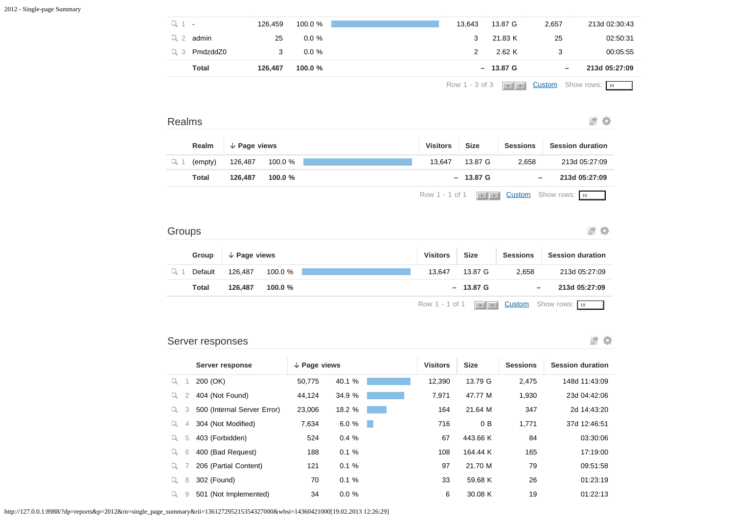|   | | Page views | | Visitors | Size | Sessions | Session duration |
|---|---|---|---|---|---|---|---|
| 1 | - | 126,459 | 100.0 % | 13,643 | 13.87 G | 2,657 | 213d 02:30:43 |
| 2 | admin | 25 | 0.0 % | 3 | 21.83 K | 25 | 02:50:31 |
| 3 | PmdzddZ0 | 3 | 0.0 % | 2 | 2.62 K | 3 | 00:05:55 |
| | **Total** | **126,487** | **100.0 %** | **–** | **13.87 G** | **–** | **213d 05:27:09** |

Row 1 - 3 of 3 Custom Show rows: 10

## Realms

| | Realm | ↓ Page views | | Visitors | Size | Sessions | Session duration |
|---|---|---|---|---|---|---|---|
| 1 | (empty) | 126,487 | 100.0 % | 13,647 | 13.87 G | 2,658 | 213d 05:27:09 |
| | **Total** | **126,487** | **100.0 %** | **–** | **13.87 G** | **–** | **213d 05:27:09** |

Row 1 - 1 of 1 Custom Show rows: 10

## Groups

| | Group | ↓ Page views | | Visitors | Size | Sessions | Session duration |
|---|---|---|---|---|---|---|---|
| 1 | Default | 126,487 | 100.0 % | 13,647 | 13.87 G | 2,658 | 213d 05:27:09 |
| | **Total** | **126,487** | **100.0 %** | **–** | **13.87 G** | **–** | **213d 05:27:09** |

Row 1 - 1 of 1 Custom Show rows: 10

## Server responses

| | Server response | ↓ Page views | | Visitors | Size | Sessions | Session duration |
|---|---|---|---|---|---|---|---|
| 1 | 200 (OK) | 50,775 | 40.1 % | 12,390 | 13.79 G | 2,475 | 148d 11:43:09 |
| 2 | 404 (Not Found) | 44,124 | 34.9 % | 7,971 | 47.77 M | 1,930 | 23d 04:42:06 |
| 3 | 500 (Internal Server Error) | 23,006 | 18.2 % | 164 | 21.64 M | 347 | 2d 14:43:20 |
| 4 | 304 (Not Modified) | 7,634 | 6.0 % | 716 | 0 B | 1,771 | 37d 12:46:51 |
| 5 | 403 (Forbidden) | 524 | 0.4 % | 67 | 443.66 K | 84 | 03:30:06 |
| 6 | 400 (Bad Request) | 188 | 0.1 % | 108 | 164.44 K | 165 | 17:19:00 |
| 7 | 206 (Partial Content) | 121 | 0.1 % | 97 | 21.70 M | 79 | 09:51:58 |
| 8 | 302 (Found) | 70 | 0.1 % | 33 | 59.68 K | 26 | 01:23:19 |
| 9 | 501 (Not Implemented) | 34 | 0.0 % | 6 | 30.08 K | 19 | 01:22:13 |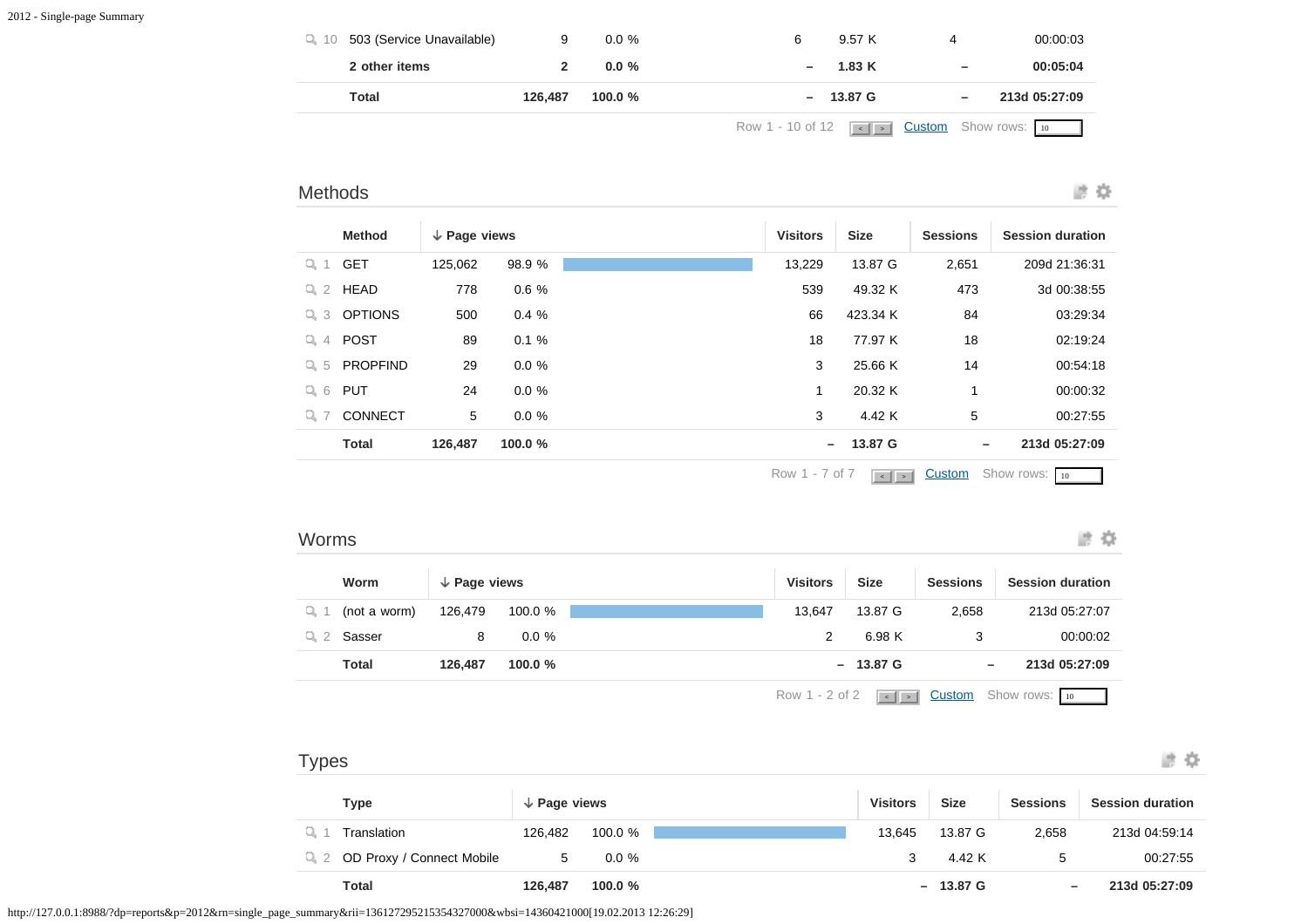| | | | | | | | |
|---|---|---|---|---|---|---|---|
| 10 | 503 (Service Unavailable) | 9 | 0.0 % | 6 | 9.57 K | 4 | 00:00:03 |
| | **2 other items** | **2** | **0.0 %** | **–** | **1.83 K** | **–** | **00:05:04** |
| | **Total** | **126,487** | **100.0 %** | **–** | **13.87 G** | **–** | **213d 05:27:09** |

Row 1 - 10 of 12 Custom Show rows: 10

## Methods

| | Method | ↓ Page views | | Visitors | Size | Sessions | Session duration |
|---|---|---|---|---|---|---|---|
| 1 | GET | 125,062 | 98.9 % | 13,229 | 13.87 G | 2,651 | 209d 21:36:31 |
| 2 | HEAD | 778 | 0.6 % | 539 | 49.32 K | 473 | 3d 00:38:55 |
| 3 | OPTIONS | 500 | 0.4 % | 66 | 423.34 K | 84 | 03:29:34 |
| 4 | POST | 89 | 0.1 % | 18 | 77.97 K | 18 | 02:19:24 |
| 5 | PROPFIND | 29 | 0.0 % | 3 | 25.66 K | 14 | 00:54:18 |
| 6 | PUT | 24 | 0.0 % | 1 | 20.32 K | 1 | 00:00:32 |
| 7 | CONNECT | 5 | 0.0 % | 3 | 4.42 K | 5 | 00:27:55 |
| | **Total** | **126,487** | **100.0 %** | **–** | **13.87 G** | **–** | **213d 05:27:09** |

Row 1 - 7 of 7 Custom Show rows: 10

## Worms

| | Worm | ↓ Page views | | Visitors | Size | Sessions | Session duration |
|---|---|---|---|---|---|---|---|
| 1 | (not a worm) | 126,479 | 100.0 % | 13,647 | 13.87 G | 2,658 | 213d 05:27:07 |
| 2 | Sasser | 8 | 0.0 % | 2 | 6.98 K | 3 | 00:00:02 |
| | **Total** | **126,487** | **100.0 %** | **–** | **13.87 G** | **–** | **213d 05:27:09** |

Row 1 - 2 of 2 Custom Show rows: 10

## Types

| | Type | ↓ Page views | | Visitors | Size | Sessions | Session duration |
|---|---|---|---|---|---|---|---|
| 1 | Translation | 126,482 | 100.0 % | 13,645 | 13.87 G | 2,658 | 213d 04:59:14 |
| 2 | OD Proxy / Connect Mobile | 5 | 0.0 % | 3 | 4.42 K | 5 | 00:27:55 |
| | **Total** | **126,487** | **100.0 %** | **–** | **13.87 G** | **–** | **213d 05:27:09** |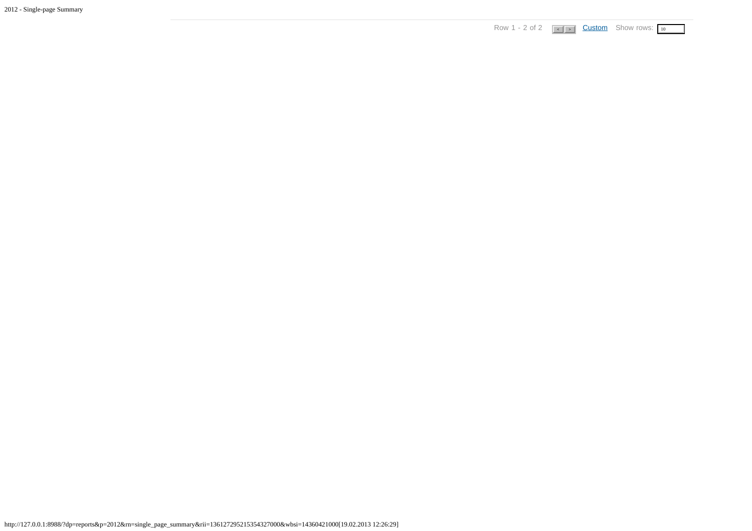Row 1 - 2 of 2 < > Custom Show rows: 10